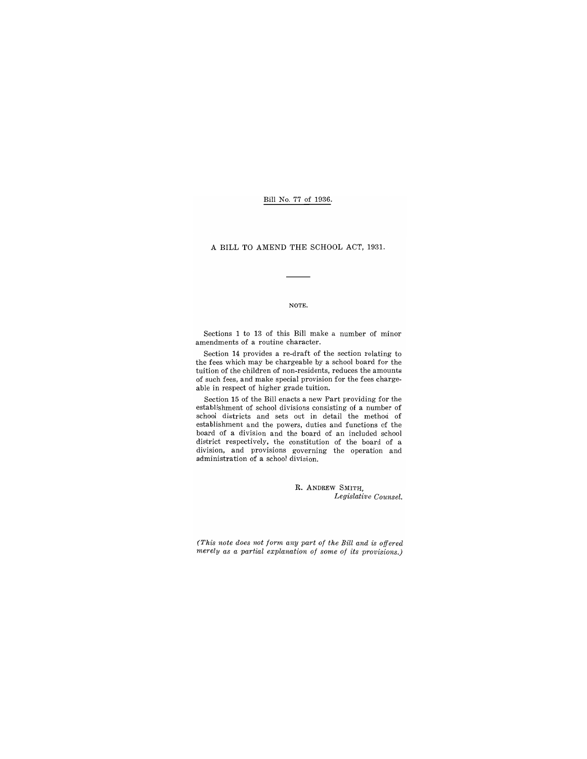Bill No. 77 of 1936.

# A BILL TO AMEND THE SCHOOL ACT, 1931.

---

NOTE.

Sections 1 to 13 of this Bill make a number of minor amendments of a routine character.

Section 14 provides a re-draft of the section relating to the fees which may be chargeable by a school board for the tuition of the children of non-residents, reduces the amounts of such fees, and make special provision for the fees chargeable in respect of higher grade tuition.

Section 15 of the Bill enacts a new Part providing for the establishment of school divisions consisting of a number of school districts and sets out in detail the method of establishment and the powers, duties and functions of the board of a division and the board of an included school district respectively, the constitution of the board of a division, and provisions governing the operation and administration of a school division.

R. ANDREW SMITH,
*Legislative Counsel.*

*(This note does not form any part of the Bill and is offered merely as a partial explanation of some of its provisions.)*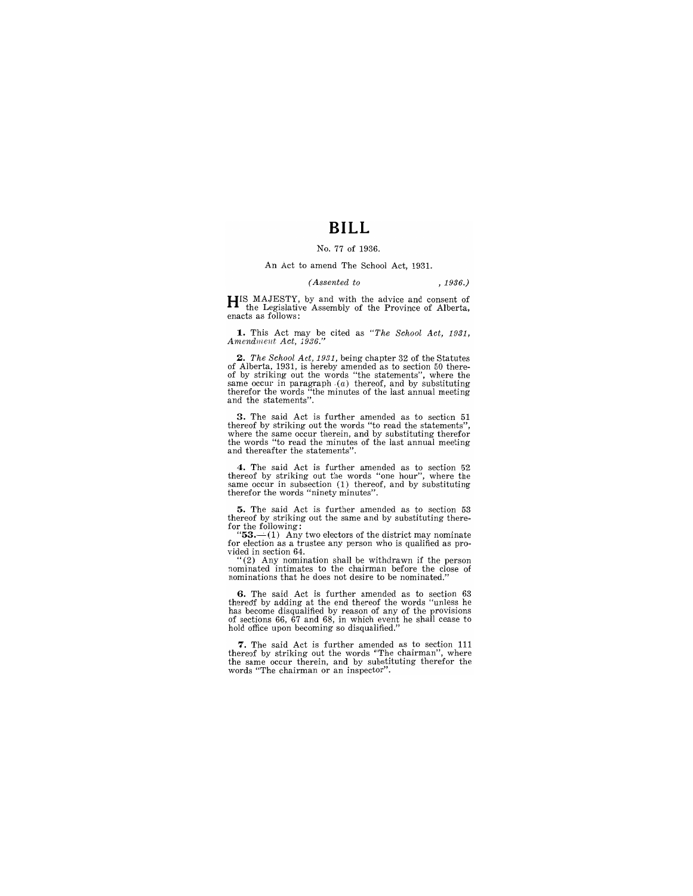# BILL

No. 77 of 1936.

An Act to amend The School Act, 1931.

*(Assented to , 1936.)*

HIS MAJESTY, by and with the advice and consent of the Legislative Assembly of the Province of Alberta, enacts as follows:

**1.** This Act may be cited as *"The School Act, 1931, Amendment Act, 1936."*

**2.** *The School Act, 1931,* being chapter 32 of the Statutes of Alberta, 1931, is hereby amended as to section 50 thereof by striking out the words "the statements", where the same occur in paragraph (*a*) thereof, and by substituting therefor the words "the minutes of the last annual meeting and the statements".

**3.** The said Act is further amended as to section 51 thereof by striking out the words "to read the statements", where the same occur therein, and by substituting therefor the words "to read the minutes of the last annual meeting and thereafter the statements".

**4.** The said Act is further amended as to section 52 thereof by striking out the words "one hour", where the same occur in subsection (1) thereof, and by substituting therefor the words "ninety minutes".

**5.** The said Act is further amended as to section 53 thereof by striking out the same and by substituting therefor the following:

"**53.**—(1) Any two electors of the district may nominate for election as a trustee any person who is qualified as provided in section 64.

"(2) Any nomination shall be withdrawn if the person nominated intimates to the chairman before the close of nominations that he does not desire to be nominated."

**6.** The said Act is further amended as to section 63 thereof by adding at the end thereof the words "unless he has become disqualified by reason of any of the provisions of sections 66, 67 and 68, in which event he shall cease to hold office upon becoming so disqualified."

**7.** The said Act is further amended as to section 111 thereof by striking out the words "The chairman", where the same occur therein, and by substituting therefor the words "The chairman or an inspector".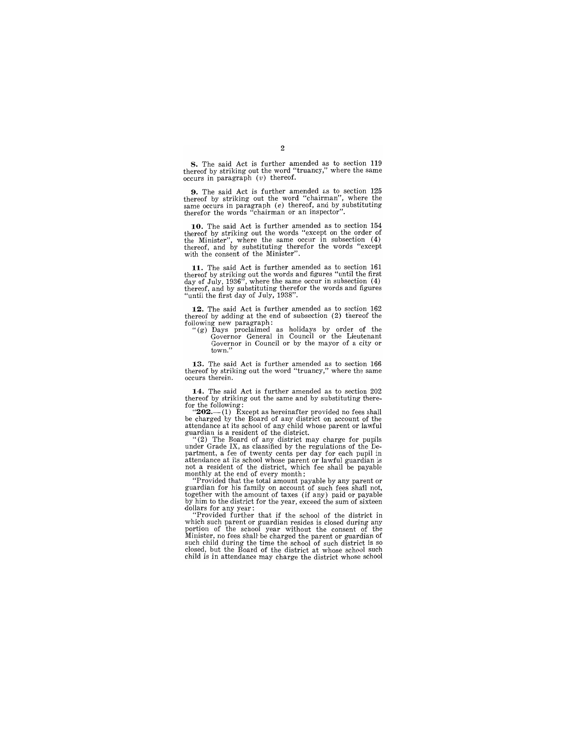**8.** The said Act is further amended as to section 119 thereof by striking out the word "truancy," where the same occurs in paragraph (*v*) thereof.

**9.** The said Act is further amended as to section 125 thereof by striking out the word "chairman", where the same occurs in paragraph (*e*) thereof, and by substituting therefor the words "chairman or an inspector".

**10.** The said Act is further amended as to section 154 thereof by striking out the words "except on the order of the Minister", where the same occur in subsection (4) thereof, and by substituting therefor the words "except with the consent of the Minister".

**11.** The said Act is further amended as to section 161 thereof by striking out the words and figures "until the first day of July, 1936", where the same occur in subsection (4) thereof, and by substituting therefor the words and figures "until the first day of July, 1938".

**12.** The said Act is further amended as to section 162 thereof by adding at the end of subsection (2) thereof the following new paragraph:

"(g) Days proclaimed as holidays by order of the Governor General in Council or the Lieutenant Governor in Council or by the mayor of a city or town."

**13.** The said Act is further amended as to section 166 thereof by striking out the word "truancy," where the same occurs therein.

**14.** The said Act is further amended as to section 202 thereof by striking out the same and by substituting therefor the following:

"**202.**—(1) Except as hereinafter provided no fees shall be charged by the Board of any district on account of the attendance at its school of any child whose parent or lawful guardian is a resident of the district.

"(2) The Board of any district may charge for pupils under Grade IX, as classified by the regulations of the Department, a fee of twenty cents per day for each pupil in attendance at its school whose parent or lawful guardian is not a resident of the district, which fee shall be payable monthly at the end of every month:

"Provided that the total amount payable by any parent or guardian for his family on account of such fees shall not, together with the amount of taxes (if any) paid or payable by him to the district for the year, exceed the sum of sixteen dollars for any year:

"Provided further that if the school of the district in which such parent or guardian resides is closed during any portion of the school year without the consent of the Minister, no fees shall be charged the parent or guardian of such child during the time the school of such district is so closed, but the Board of the district at whose school such child is in attendance may charge the district whose school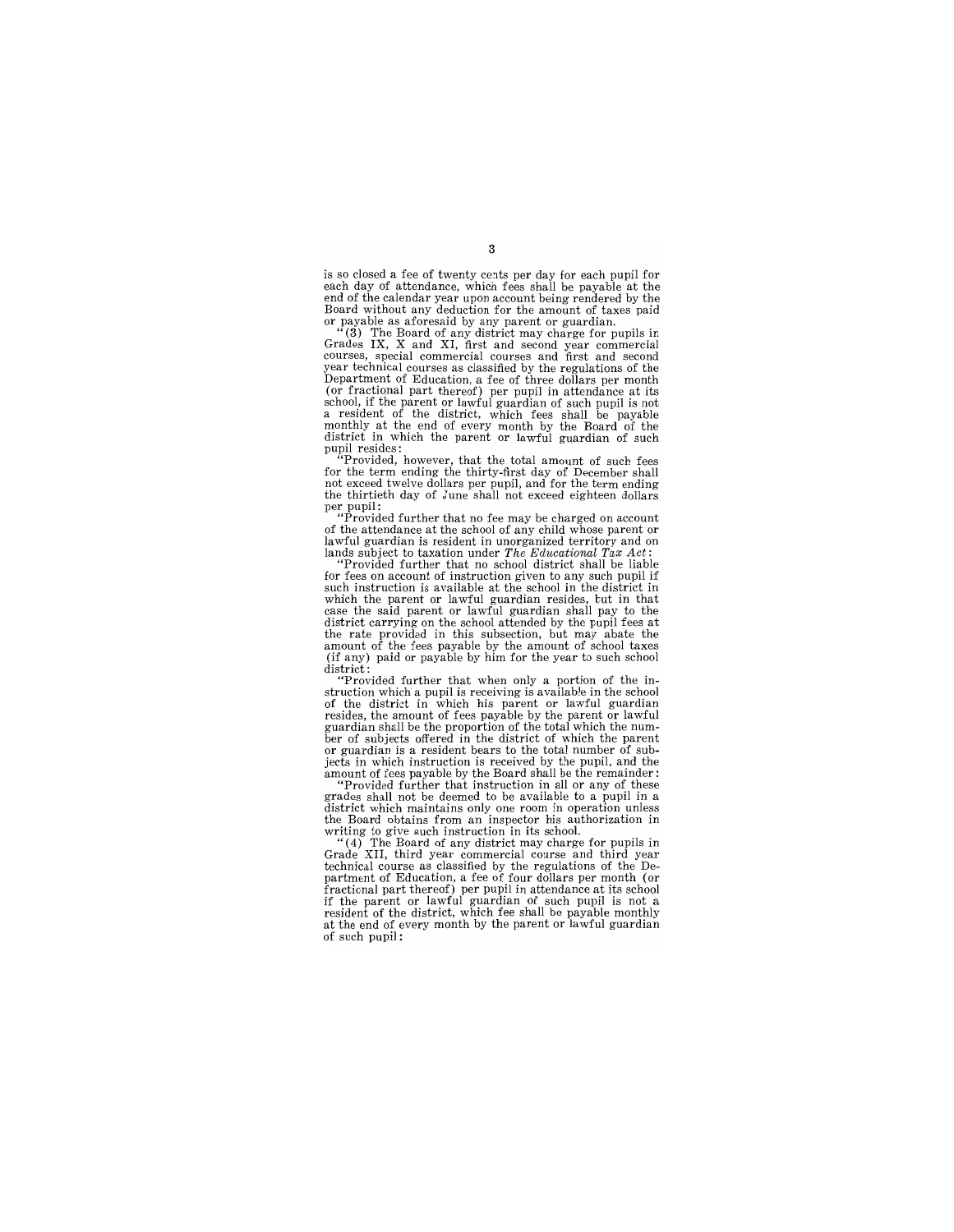is so closed a fee of twenty cents per day for each pupil for each day of attendance, which fees shall be payable at the end of the calendar year upon account being rendered by the Board without any deduction for the amount of taxes paid or payable as aforesaid by any parent or guardian.

"(3) The Board of any district may charge for pupils in Grades IX, X and XI, first and second year commercial courses, special commercial courses and first and second year technical courses as classified by the regulations of the Department of Education, a fee of three dollars per month (or fractional part thereof) per pupil in attendance at its school, if the parent or lawful guardian of such pupil is not a resident of the district, which fees shall be payable monthly at the end of every month by the Board of the district in which the parent or lawful guardian of such pupil resides:

"Provided, however, that the total amount of such fees for the term ending the thirty-first day of December shall not exceed twelve dollars per pupil, and for the term ending the thirtieth day of June shall not exceed eighteen dollars per pupil:

"Provided further that no fee may be charged on account of the attendance at the school of any child whose parent or lawful guardian is resident in unorganized territory and on lands subject to taxation under *The Educational Tax Act*:

"Provided further that no school district shall be liable for fees on account of instruction given to any such pupil if such instruction is available at the school in the district in which the parent or lawful guardian resides, but in that case the said parent or lawful guardian shall pay to the district carrying on the school attended by the pupil fees at the rate provided in this subsection, but may abate the amount of the fees payable by the amount of school taxes (if any) paid or payable by him for the year to such school district:

"Provided further that when only a portion of the instruction which a pupil is receiving is available in the school of the district in which his parent or lawful guardian resides, the amount of fees payable by the parent or lawful guardian shall be the proportion of the total which the number of subjects offered in the district of which the parent or guardian is a resident bears to the total number of subjects in which instruction is received by the pupil, and the amount of fees payable by the Board shall be the remainder:

"Provided further that instruction in all or any of these grades shall not be deemed to be available to a pupil in a district which maintains only one room in operation unless the Board obtains from an inspector his authorization in writing to give such instruction in its school.

"(4) The Board of any district may charge for pupils in Grade XII, third year commercial course and third year technical course as classified by the regulations of the Department of Education, a fee of four dollars per month (or fractional part thereof) per pupil in attendance at its school if the parent or lawful guardian of such pupil is not a resident of the district, which fee shall be payable monthly at the end of every month by the parent or lawful guardian of such pupil: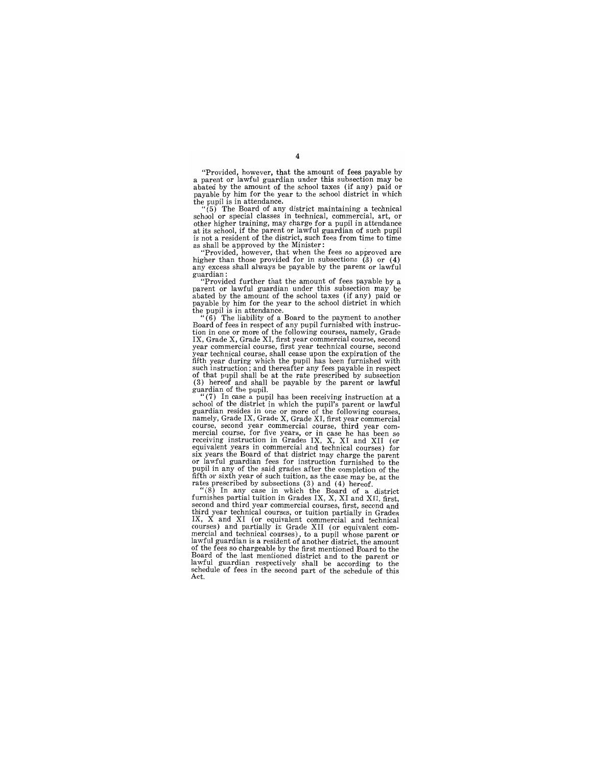"Provided, however, that the amount of fees payable by a parent or lawful guardian under this subsection may be abated by the amount of the school taxes (if any) paid or payable by him for the year to the school district in which the pupil is in attendance.

"(5) The Board of any district maintaining a technical school or special classes in technical, commercial, art, or other higher training, may charge for a pupil in attendance at its school, if the parent or lawful guardian of such pupil is not a resident of the district, such fees from time to time as shall be approved by the Minister:

"Provided, however, that when the fees so approved are higher than those provided for in subsections (3) or (4) any excess shall always be payable by the parent or lawful guardian:

"Provided further that the amount of fees payable by a parent or lawful guardian under this subsection may be abated by the amount of the school taxes (if any) paid or payable by him for the year to the school district in which the pupil is in attendance.

"(6) The liability of a Board to the payment to another Board of fees in respect of any pupil furnished with instruction in one or more of the following courses, namely, Grade IX, Grade X, Grade XI, first year commercial course, second year commercial course, first year technical course, second year technical course, shall cease upon the expiration of the fifth year during which the pupil has been furnished with such instruction; and thereafter any fees payable in respect of that pupil shall be at the rate prescribed by subsection (3) hereof and shall be payable by the parent or lawful guardian of the pupil.

"(7) In case a pupil has been receiving instruction at a school of the district in which the pupil's parent or lawful guardian resides in one or more of the following courses, namely, Grade IX, Grade X, Grade XI, first year commercial course, second year commercial course, third year commercial course, for five years, or in case he has been so receiving instruction in Grades IX, X, XI and XII (or equivalent years in commercial and technical courses) for six years the Board of that district may charge the parent or lawful guardian fees for instruction furnished to the pupil in any of the said grades after the completion of the fifth or sixth year of such tuition, as the case may be, at the rates prescribed by subsections (3) and (4) hereof.

"(8) In any case in which the Board of a district furnishes partial tuition in Grades IX, X, XI and XII, first, second and third year commercial courses, first, second and third year technical courses, or tuition partially in Grades IX, X and XI (or equivalent commercial and technical courses) and partially in Grade XII (or equivalent commercial and technical courses), to a pupil whose parent or lawful guardian is a resident of another district, the amount of the fees so chargeable by the first mentioned Board to the Board of the last mentioned district and to the parent or lawful guardian respectively shall be according to the schedule of fees in the second part of the schedule of this Act.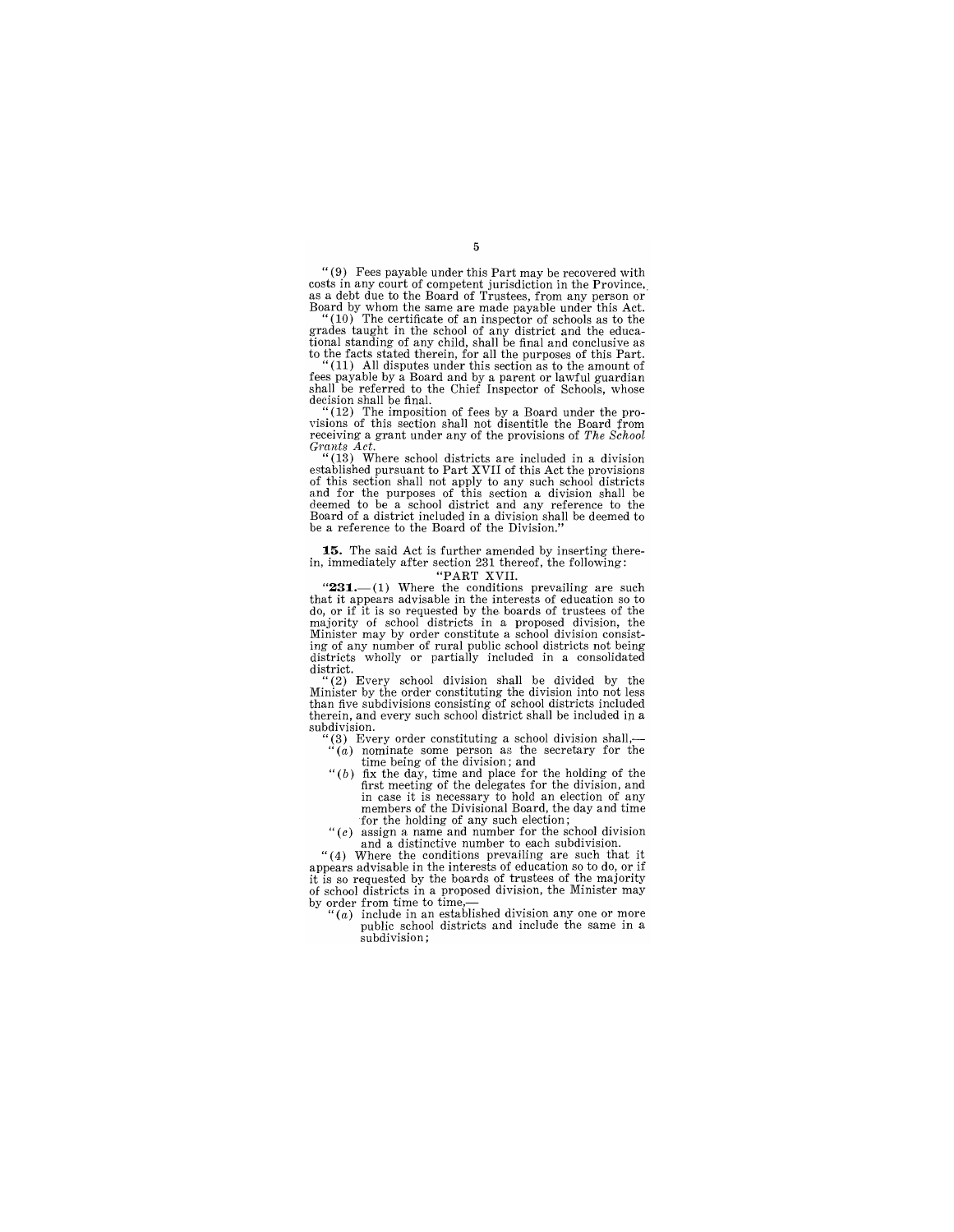"(9) Fees payable under this Part may be recovered with costs in any court of competent jurisdiction in the Province, as a debt due to the Board of Trustees, from any person or Board by whom the same are made payable under this Act.

"(10) The certificate of an inspector of schools as to the grades taught in the school of any district and the educational standing of any child, shall be final and conclusive as to the facts stated therein, for all the purposes of this Part.

"(11) All disputes under this section as to the amount of fees payable by a Board and by a parent or lawful guardian shall be referred to the Chief Inspector of Schools, whose decision shall be final.

"(12) The imposition of fees by a Board under the provisions of this section shall not disentitle the Board from receiving a grant under any of the provisions of *The School Grants Act*.

"(13) Where school districts are included in a division established pursuant to Part XVII of this Act the provisions of this section shall not apply to any such school districts and for the purposes of this section a division shall be deemed to be a school district and any reference to the Board of a district included in a division shall be deemed to be a reference to the Board of the Division."

**15.** The said Act is further amended by inserting therein, immediately after section 231 thereof, the following:

"PART XVII.

"**231.**—(1) Where the conditions prevailing are such that it appears advisable in the interests of education so to do, or if it is so requested by the boards of trustees of the majority of school districts in a proposed division, the Minister may by order constitute a school division consisting of any number of rural public school districts not being districts wholly or partially included in a consolidated district.

"(2) Every school division shall be divided by the Minister by the order constituting the division into not less than five subdivisions consisting of school districts included therein, and every such school district shall be included in a subdivision.

"(3) Every order constituting a school division shall,—

"(*a*) nominate some person as the secretary for the time being of the division; and

"(*b*) fix the day, time and place for the holding of the first meeting of the delegates for the division, and in case it is necessary to hold an election of any members of the Divisional Board, the day and time for the holding of any such election;

"(*c*) assign a name and number for the school division and a distinctive number to each subdivision.

"(4) Where the conditions prevailing are such that it appears advisable in the interests of education so to do, or if it is so requested by the boards of trustees of the majority of school districts in a proposed division, the Minister may by order from time to time,—

"(*a*) include in an established division any one or more public school districts and include the same in a subdivision;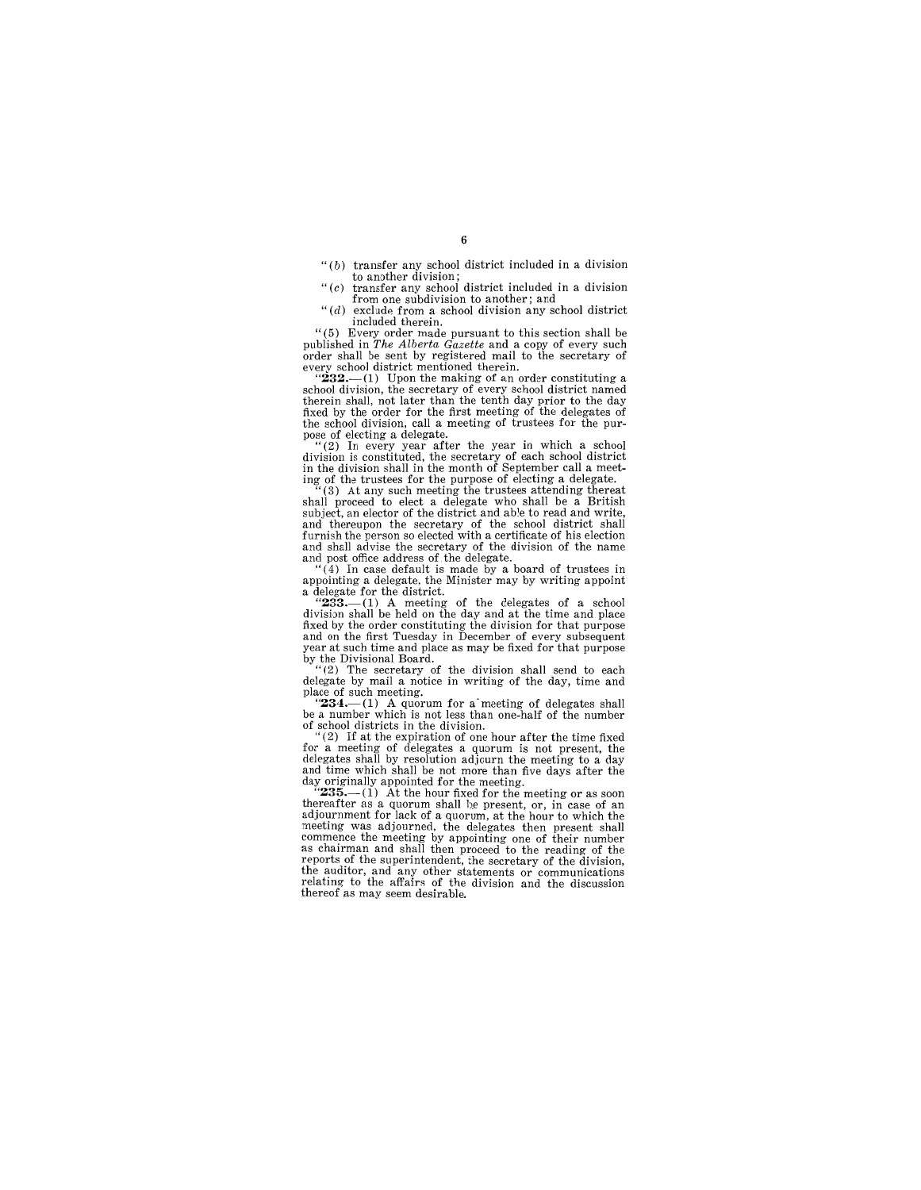"(*b*) transfer any school district included in a division to another division;

"(*c*) transfer any school district included in a division from one subdivision to another; and

"(*d*) exclude from a school division any school district included therein.

"(5) Every order made pursuant to this section shall be published in *The Alberta Gazette* and a copy of every such order shall be sent by registered mail to the secretary of every school district mentioned therein.

"**232.**—(1) Upon the making of an order constituting a school division, the secretary of every school district named therein shall, not later than the tenth day prior to the day fixed by the order for the first meeting of the delegates of the school division, call a meeting of trustees for the purpose of electing a delegate.

"(2) In every year after the year in which a school division is constituted, the secretary of each school district in the division shall in the month of September call a meeting of the trustees for the purpose of electing a delegate.

"(3) At any such meeting the trustees attending thereat shall proceed to elect a delegate who shall be a British subject, an elector of the district and able to read and write, and thereupon the secretary of the school district shall furnish the person so elected with a certificate of his election and shall advise the secretary of the division of the name and post office address of the delegate.

"(4) In case default is made by a board of trustees in appointing a delegate, the Minister may by writing appoint a delegate for the district.

"**233.**—(1) A meeting of the delegates of a school division shall be held on the day and at the time and place fixed by the order constituting the division for that purpose and on the first Tuesday in December of every subsequent year at such time and place as may be fixed for that purpose by the Divisional Board.

"(2) The secretary of the division shall send to each delegate by mail a notice in writing of the day, time and place of such meeting.

"**234.**—(1) A quorum for a meeting of delegates shall be a number which is not less than one-half of the number of school districts in the division.

"(2) If at the expiration of one hour after the time fixed for a meeting of delegates a quorum is not present, the delegates shall by resolution adjourn the meeting to a day and time which shall be not more than five days after the day originally appointed for the meeting.

"**235.**—(1) At the hour fixed for the meeting or as soon thereafter as a quorum shall be present, or, in case of an adjournment for lack of a quorum, at the hour to which the meeting was adjourned, the delegates then present shall commence the meeting by appointing one of their number as chairman and shall then proceed to the reading of the reports of the superintendent, the secretary of the division, the auditor, and any other statements or communications relating to the affairs of the division and the discussion thereof as may seem desirable.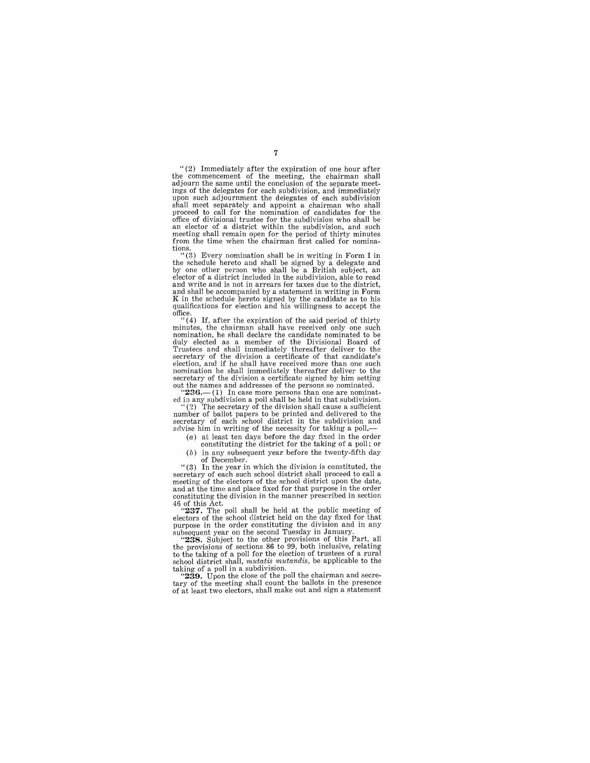"(2) Immediately after the expiration of one hour after the commencement of the meeting, the chairman shall adjourn the same until the conclusion of the separate meetings of the delegates for each subdivision, and immediately upon such adjournment the delegates of each subdivision shall meet separately and appoint a chairman who shall proceed to call for the nomination of candidates for the office of divisional trustee for the subdivision who shall be an elector of a district within the subdivision, and such meeting shall remain open for the period of thirty minutes from the time when the chairman first called for nominations.

"(3) Every nomination shall be in writing in Form I in the schedule hereto and shall be signed by a delegate and by one other person who shall be a British subject, an elector of a district included in the subdivision, able to read and write and is not in arrears for taxes due to the district, and shall be accompanied by a statement in writing in Form K in the schedule hereto signed by the candidate as to his qualifications for election and his willingness to accept the office.

"(4) If, after the expiration of the said period of thirty minutes, the chairman shall have received only one such nomination, he shall declare the candidate nominated to be duly elected as a member of the Divisional Board of Trustees and shall immediately thereafter deliver to the secretary of the division a certificate of that candidate's election, and if he shall have received more than one such nomination he shall immediately thereafter deliver to the secretary of the division a certificate signed by him setting out the names and addresses of the persons so nominated.

"**236.**—(1) In case more persons than one are nominated in any subdivision a poll shall be held in that subdivision.

"(2) The secretary of the division shall cause a sufficient number of ballot papers to be printed and delivered to the secretary of each school district in the subdivision and advise him in writing of the necessity for taking a poll,—

(*a*) at least ten days before the day fixed in the order constituting the district for the taking of a poll; or

(*b*) in any subsequent year before the twenty-fifth day of December.

"(3) In the year in which the division is constituted, the secretary of each such school district shall proceed to call a meeting of the electors of the school district upon the date, and at the time and place fixed for that purpose in the order constituting the division in the manner prescribed in section 46 of this Act.

"**237.** The poll shall be held at the public meeting of electors of the school district held on the day fixed for that purpose in the order constituting the division and in any subsequent year on the second Tuesday in January.

"**238.** Subject to the other provisions of this Part, all the provisions of sections 86 to 99, both inclusive, relating to the taking of a poll for the election of trustees of a rural school district shall, *mutatis mutandis*, be applicable to the taking of a poll in a subdivision.

"**239.** Upon the close of the poll the chairman and secretary of the meeting shall count the ballots in the presence of at least two electors, shall make out and sign a statement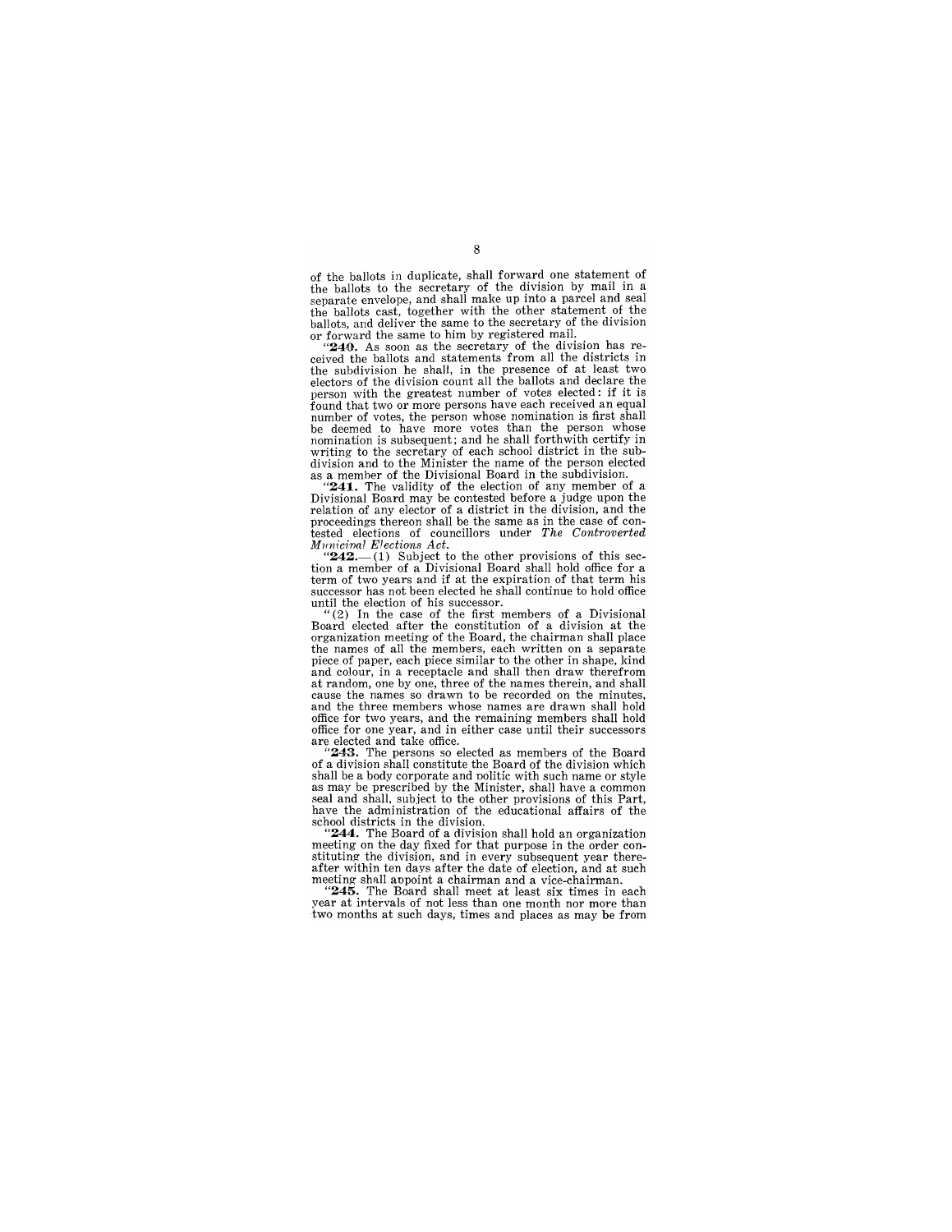of the ballots in duplicate, shall forward one statement of the ballots to the secretary of the division by mail in a separate envelope, and shall make up into a parcel and seal the ballots cast, together with the other statement of the ballots, and deliver the same to the secretary of the division or forward the same to him by registered mail.

"**240.** As soon as the secretary of the division has received the ballots and statements from all the districts in the subdivision he shall, in the presence of at least two electors of the division count all the ballots and declare the person with the greatest number of votes elected: if it is found that two or more persons have each received an equal number of votes, the person whose nomination is first shall be deemed to have more votes than the person whose nomination is subsequent; and he shall forthwith certify in writing to the secretary of each school district in the subdivision and to the Minister the name of the person elected as a member of the Divisional Board in the subdivision.

"**241.** The validity of the election of any member of a Divisional Board may be contested before a judge upon the relation of any elector of a district in the division, and the proceedings thereon shall be the same as in the case of contested elections of councillors under *The Controverted Municipal Elections Act*.

"**242.**—(1) Subject to the other provisions of this section a member of a Divisional Board shall hold office for a term of two years and if at the expiration of that term his successor has not been elected he shall continue to hold office until the election of his successor.

"(2) In the case of the first members of a Divisional Board elected after the constitution of a division at the organization meeting of the Board, the chairman shall place the names of all the members, each written on a separate piece of paper, each piece similar to the other in shape, kind and colour, in a receptacle and shall then draw therefrom at random, one by one, three of the names therein, and shall cause the names so drawn to be recorded on the minutes, and the three members whose names are drawn shall hold office for two years, and the remaining members shall hold office for one year, and in either case until their successors are elected and take office.

"**243.** The persons so elected as members of the Board of a division shall constitute the Board of the division which shall be a body corporate and politic with such name or style as may be prescribed by the Minister, shall have a common seal and shall, subject to the other provisions of this Part, have the administration of the educational affairs of the school districts in the division.

"**244.** The Board of a division shall hold an organization meeting on the day fixed for that purpose in the order constituting the division, and in every subsequent year thereafter within ten days after the date of election, and at such meeting shall appoint a chairman and a vice-chairman.

"**245.** The Board shall meet at least six times in each year at intervals of not less than one month nor more than two months at such days, times and places as may be from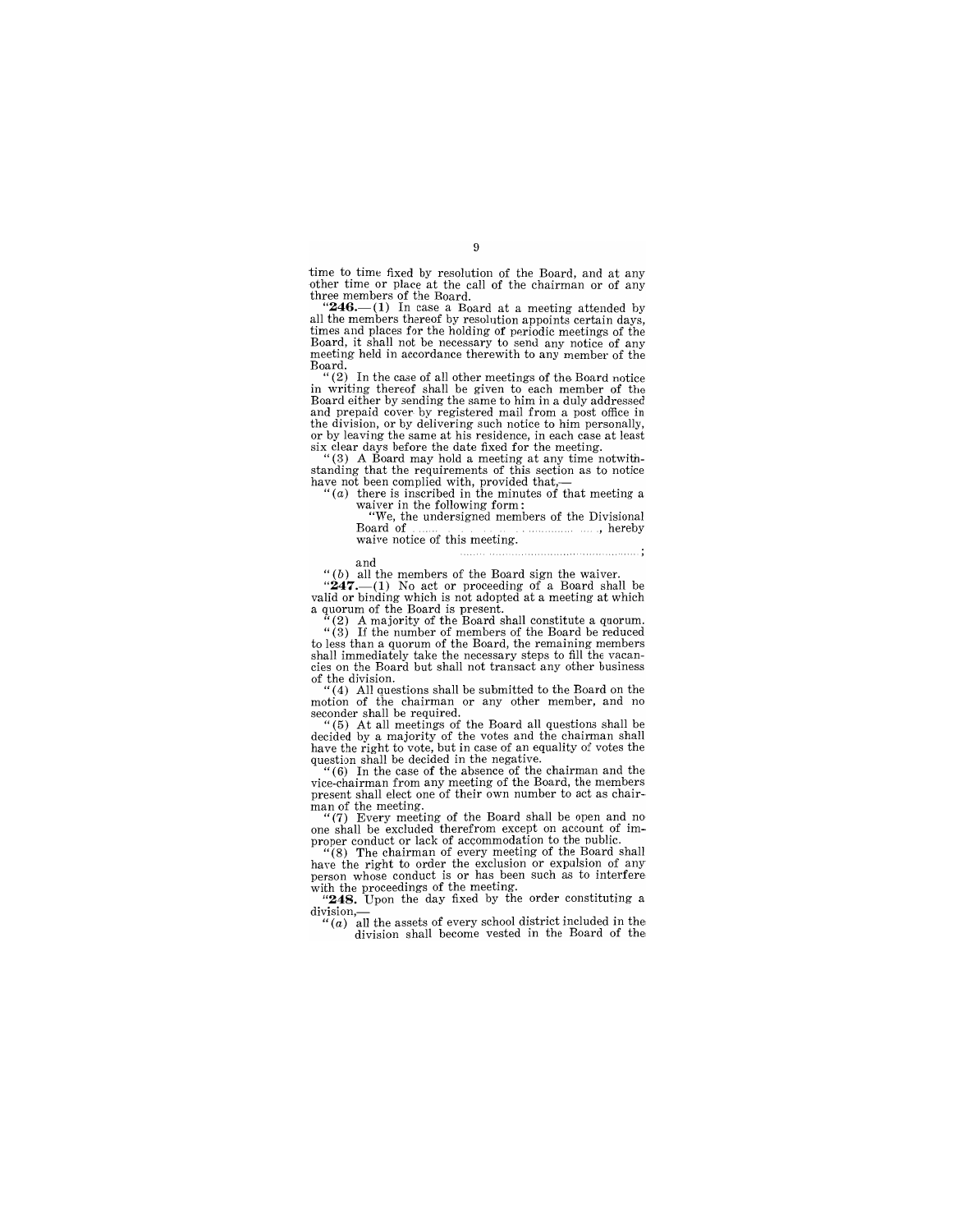time to time fixed by resolution of the Board, and at any other time or place at the call of the chairman or of any three members of the Board.

"**246.**—(1) In case a Board at a meeting attended by all the members thereof by resolution appoints certain days, times and places for the holding of periodic meetings of the Board, it shall not be necessary to send any notice of any meeting held in accordance therewith to any member of the Board.

"(2) In the case of all other meetings of the Board notice in writing thereof shall be given to each member of the Board either by sending the same to him in a duly addressed and prepaid cover by registered mail from a post office in the division, or by delivering such notice to him personally, or by leaving the same at his residence, in each case at least six clear days before the date fixed for the meeting.

"(3) A Board may hold a meeting at any time notwithstanding that the requirements of this section as to notice have not been complied with, provided that,—

"(*a*) there is inscribed in the minutes of that meeting a waiver in the following form:

"We, the undersigned members of the Divisional Board of ........................................, hereby waive notice of this meeting.

........................................................;

and

"(*b*) all the members of the Board sign the waiver.

"**247.**—(1) No act or proceeding of a Board shall be valid or binding which is not adopted at a meeting at which a quorum of the Board is present.

"(2) A majority of the Board shall constitute a quorum.

"(3) If the number of members of the Board be reduced to less than a quorum of the Board, the remaining members shall immediately take the necessary steps to fill the vacancies on the Board but shall not transact any other business of the division.

"(4) All questions shall be submitted to the Board on the motion of the chairman or any other member, and no seconder shall be required.

"(5) At all meetings of the Board all questions shall be decided by a majority of the votes and the chairman shall have the right to vote, but in case of an equality of votes the question shall be decided in the negative.

"(6) In the case of the absence of the chairman and the vice-chairman from any meeting of the Board, the members present shall elect one of their own number to act as chairman of the meeting.

"(7) Every meeting of the Board shall be open and no one shall be excluded therefrom except on account of improper conduct or lack of accommodation to the public.

"(8) The chairman of every meeting of the Board shall have the right to order the exclusion or expulsion of any person whose conduct is or has been such as to interfere with the proceedings of the meeting.

"**248.** Upon the day fixed by the order constituting a division,—

"(*a*) all the assets of every school district included in the division shall become vested in the Board of the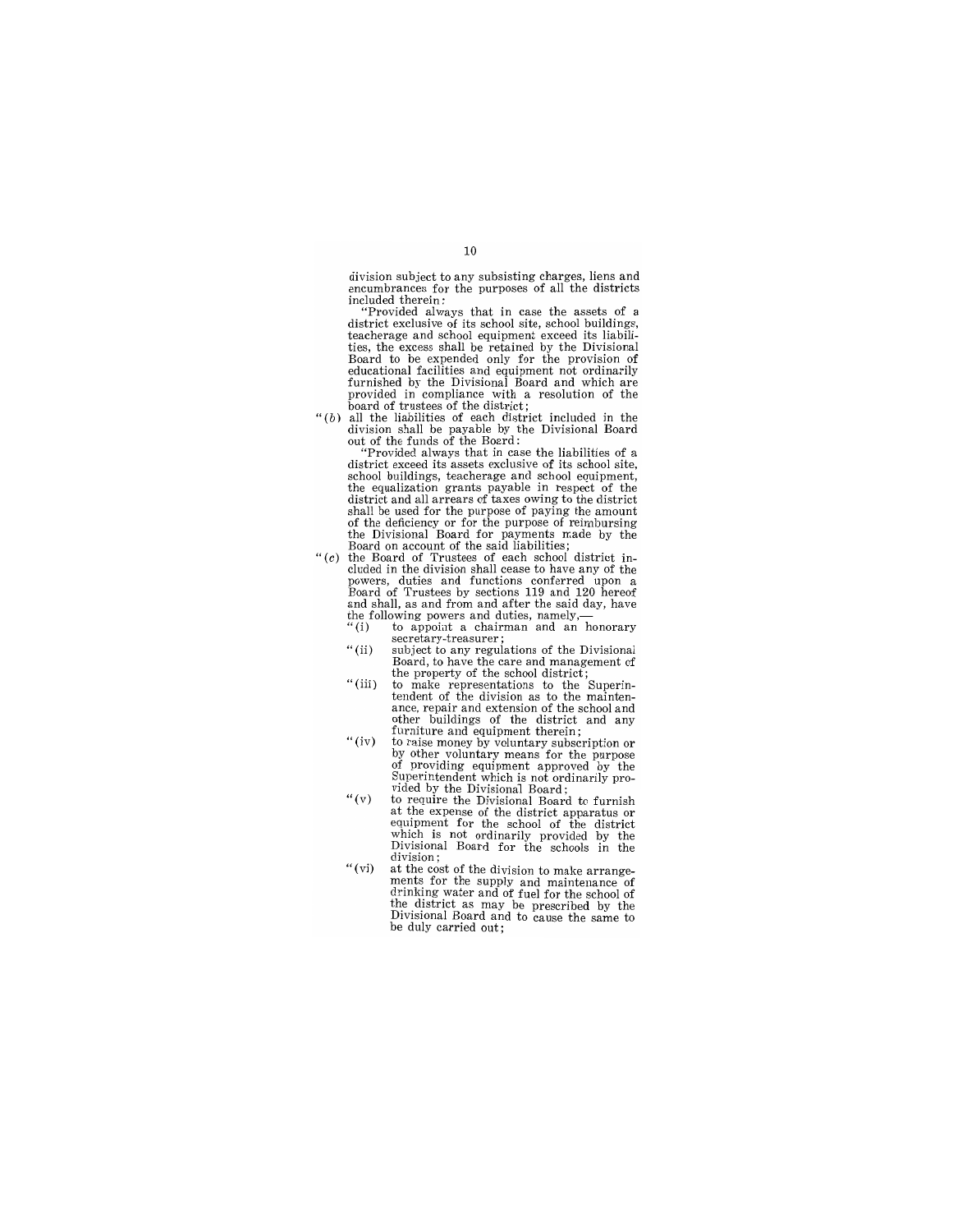division subject to any subsisting charges, liens and encumbrances for the purposes of all the districts included therein:

"Provided always that in case the assets of a district exclusive of its school site, school buildings, teacherage and school equipment exceed its liabilities, the excess shall be retained by the Divisional Board to be expended only for the provision of educational facilities and equipment not ordinarily furnished by the Divisional Board and which are provided in compliance with a resolution of the board of trustees of the district;

"(b) all the liabilities of each district included in the division shall be payable by the Divisional Board out of the funds of the Board:

"Provided always that in case the liabilities of a district exceed its assets exclusive of its school site, school buildings, teacherage and school equipment, the equalization grants payable in respect of the district and all arrears of taxes owing to the district shall be used for the purpose of paying the amount of the deficiency or for the purpose of reimbursing the Divisional Board for payments made by the Board on account of the said liabilities;

"(c) the Board of Trustees of each school district included in the division shall cease to have any of the powers, duties and functions conferred upon a Board of Trustees by sections 119 and 120 hereof and shall, as and from and after the said day, have the following powers and duties, namely,—

"(i) to appoint a chairman and an honorary secretary-treasurer;

"(ii) subject to any regulations of the Divisional Board, to have the care and management of the property of the school district;

"(iii) to make representations to the Superintendent of the division as to the maintenance, repair and extension of the school and other buildings of the district and any furniture and equipment therein;

"(iv) to raise money by voluntary subscription or by other voluntary means for the purpose of providing equipment approved by the Superintendent which is not ordinarily provided by the Divisional Board;

"(v) to require the Divisional Board to furnish at the expense of the district apparatus or equipment for the school of the district which is not ordinarily provided by the Divisional Board for the schools in the division;

"(vi) at the cost of the division to make arrangements for the supply and maintenance of drinking water and of fuel for the school of the district as may be prescribed by the Divisional Board and to cause the same to be duly carried out;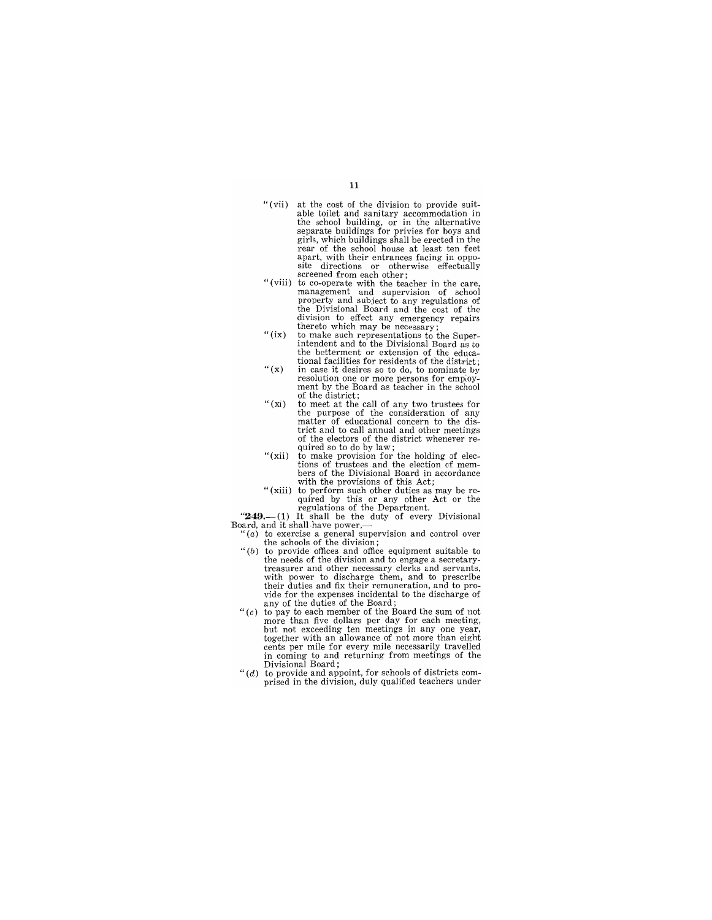"(vii) at the cost of the division to provide suitable toilet and sanitary accommodation in the school building, or in the alternative separate buildings for privies for boys and girls, which buildings shall be erected in the rear of the school house at least ten feet apart, with their entrances facing in opposite directions or otherwise effectually screened from each other;

"(viii) to co-operate with the teacher in the care, management and supervision of school property and subject to any regulations of the Divisional Board and the cost of the division to effect any emergency repairs thereto which may be necessary;

"(ix) to make such representations to the Superintendent and to the Divisional Board as to the betterment or extension of the educational facilities for residents of the district;

"(x) in case it desires so to do, to nominate by resolution one or more persons for employment by the Board as teacher in the school of the district;

"(xi) to meet at the call of any two trustees for the purpose of the consideration of any matter of educational concern to the district and to call annual and other meetings of the electors of the district whenever required so to do by law;

"(xii) to make provision for the holding of elections of trustees and the election of members of the Divisional Board in accordance with the provisions of this Act;

"(xiii) to perform such other duties as may be required by this or any other Act or the regulations of the Department.

"**249.**—(1) It shall be the duty of every Divisional Board, and it shall have power,—

"(*a*) to exercise a general supervision and control over the schools of the division;

"(*b*) to provide offices and office equipment suitable to the needs of the division and to engage a secretary-treasurer and other necessary clerks and servants, with power to discharge them, and to prescribe their duties and fix their remuneration, and to provide for the expenses incidental to the discharge of any of the duties of the Board;

"(*c*) to pay to each member of the Board the sum of not more than five dollars per day for each meeting, but not exceeding ten meetings in any one year, together with an allowance of not more than eight cents per mile for every mile necessarily travelled in coming to and returning from meetings of the Divisional Board;

"(*d*) to provide and appoint, for schools of districts comprised in the division, duly qualified teachers under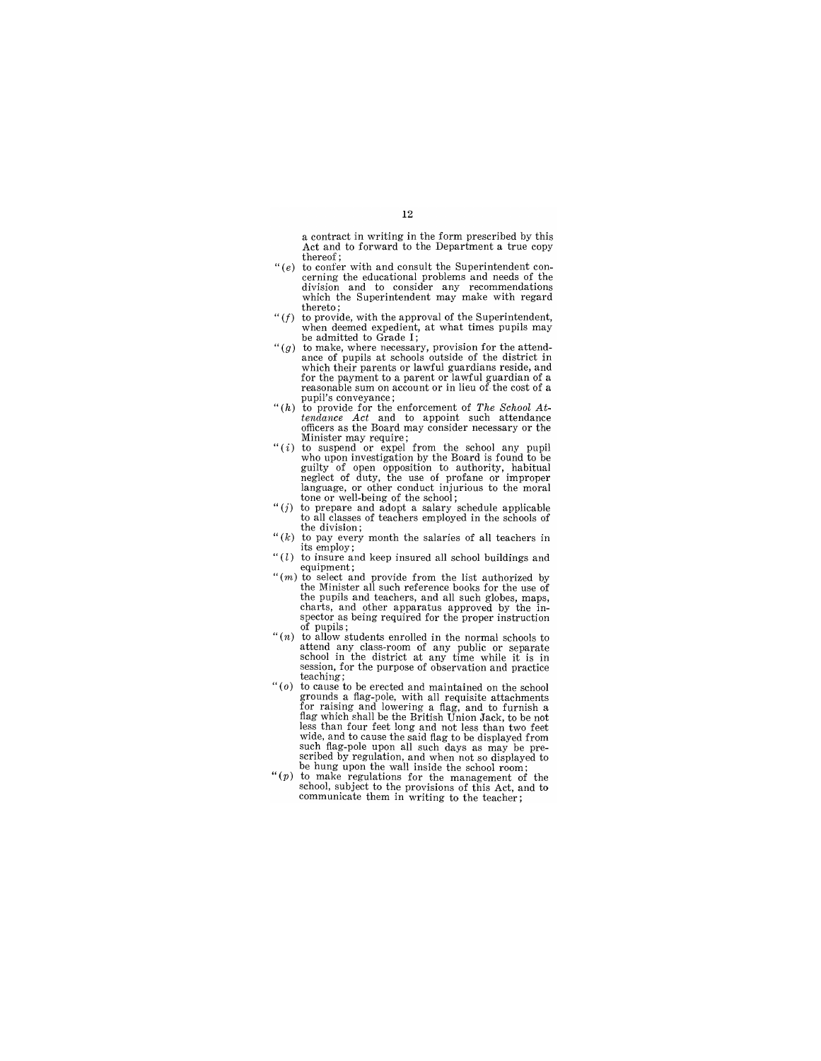a contract in writing in the form prescribed by this Act and to forward to the Department a true copy thereof;

"(*e*) to confer with and consult the Superintendent concerning the educational problems and needs of the division and to consider any recommendations which the Superintendent may make with regard thereto;

"(*f*) to provide, with the approval of the Superintendent, when deemed expedient, at what times pupils may be admitted to Grade I;

"(*g*) to make, where necessary, provision for the attendance of pupils at schools outside of the district in which their parents or lawful guardians reside, and for the payment to a parent or lawful guardian of a reasonable sum on account or in lieu of the cost of a pupil's conveyance;

"(*h*) to provide for the enforcement of *The School Attendance Act* and to appoint such attendance officers as the Board may consider necessary or the Minister may require;

"(*i*) to suspend or expel from the school any pupil who upon investigation by the Board is found to be guilty of open opposition to authority, habitual neglect of duty, the use of profane or improper language, or other conduct injurious to the moral tone or well-being of the school;

"(*j*) to prepare and adopt a salary schedule applicable to all classes of teachers employed in the schools of the division;

"(*k*) to pay every month the salaries of all teachers in its employ;

"(*l*) to insure and keep insured all school buildings and equipment;

"(*m*) to select and provide from the list authorized by the Minister all such reference books for the use of the pupils and teachers, and all such globes, maps, charts, and other apparatus approved by the inspector as being required for the proper instruction of pupils;

"(*n*) to allow students enrolled in the normal schools to attend any class-room of any public or separate school in the district at any time while it is in session, for the purpose of observation and practice teaching;

"(*o*) to cause to be erected and maintained on the school grounds a flag-pole, with all requisite attachments for raising and lowering a flag, and to furnish a flag which shall be the British Union Jack, to be not less than four feet long and not less than two feet wide, and to cause the said flag to be displayed from such flag-pole upon all such days as may be prescribed by regulation, and when not so displayed to be hung upon the wall inside the school room;

"(*p*) to make regulations for the management of the school, subject to the provisions of this Act, and to communicate them in writing to the teacher;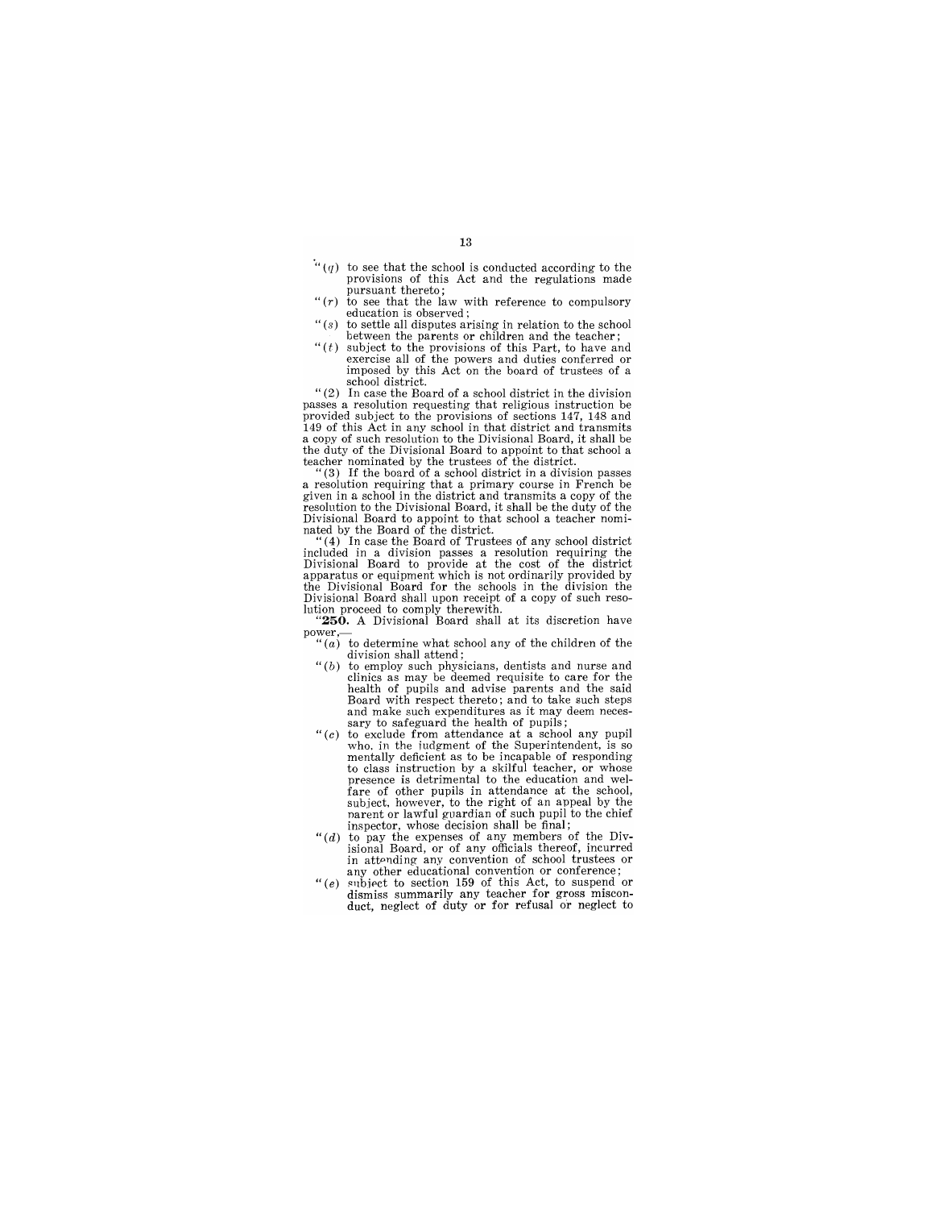"(q) to see that the school is conducted according to the provisions of this Act and the regulations made pursuant thereto;

"(r) to see that the law with reference to compulsory education is observed;

"(s) to settle all disputes arising in relation to the school between the parents or children and the teacher;

"(t) subject to the provisions of this Part, to have and exercise all of the powers and duties conferred or imposed by this Act on the board of trustees of a school district.

"(2) In case the Board of a school district in the division passes a resolution requesting that religious instruction be provided subject to the provisions of sections 147, 148 and 149 of this Act in any school in that district and transmits a copy of such resolution to the Divisional Board, it shall be the duty of the Divisional Board to appoint to that school a teacher nominated by the trustees of the district.

"(3) If the board of a school district in a division passes a resolution requiring that a primary course in French be given in a school in the district and transmits a copy of the resolution to the Divisional Board, it shall be the duty of the Divisional Board to appoint to that school a teacher nominated by the Board of the district.

"(4) In case the Board of Trustees of any school district included in a division passes a resolution requiring the Divisional Board to provide at the cost of the district apparatus or equipment which is not ordinarily provided by the Divisional Board for the schools in the division the Divisional Board shall upon receipt of a copy of such resolution proceed to comply therewith.

"**250.** A Divisional Board shall at its discretion have power,—

"(a) to determine what school any of the children of the division shall attend;

"(b) to employ such physicians, dentists and nurse and clinics as may be deemed requisite to care for the health of pupils and advise parents and the said Board with respect thereto; and to take such steps and make such expenditures as it may deem necessary to safeguard the health of pupils;

"(c) to exclude from attendance at a school any pupil who, in the judgment of the Superintendent, is so mentally deficient as to be incapable of responding to class instruction by a skilful teacher, or whose presence is detrimental to the education and welfare of other pupils in attendance at the school, subject, however, to the right of an appeal by the parent or lawful guardian of such pupil to the chief inspector, whose decision shall be final;

"(d) to pay the expenses of any members of the Divisional Board, or of any officials thereof, incurred in attending any convention of school trustees or any other educational convention or conference;

"(e) subject to section 159 of this Act, to suspend or dismiss summarily any teacher for gross misconduct, neglect of duty or for refusal or neglect to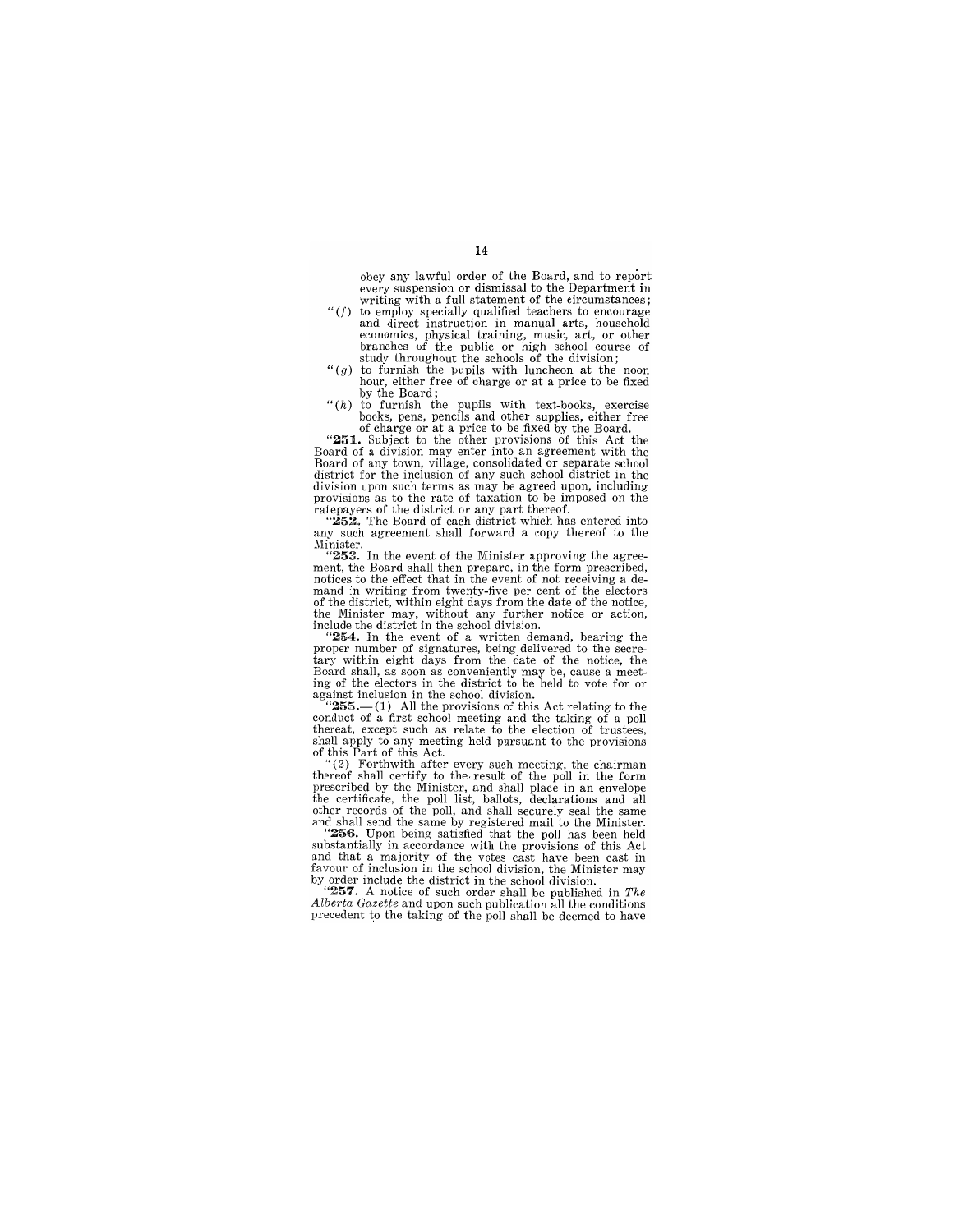obey any lawful order of the Board, and to report every suspension or dismissal to the Department in writing with a full statement of the circumstances;

"(*f*) to employ specially qualified teachers to encourage and direct instruction in manual arts, household economics, physical training, music, art, or other branches of the public or high school course of study throughout the schools of the division;

"(*g*) to furnish the pupils with luncheon at the noon hour, either free of charge or at a price to be fixed by the Board;

"(*h*) to furnish the pupils with text-books, exercise books, pens, pencils and other supplies, either free of charge or at a price to be fixed by the Board.

"**251.** Subject to the other provisions of this Act the Board of a division may enter into an agreement with the Board of any town, village, consolidated or separate school district for the inclusion of any such school district in the division upon such terms as may be agreed upon, including provisions as to the rate of taxation to be imposed on the ratepayers of the district or any part thereof.

"**252.** The Board of each district which has entered into any such agreement shall forward a copy thereof to the Minister.

"**253.** In the event of the Minister approving the agreement, the Board shall then prepare, in the form prescribed, notices to the effect that in the event of not receiving a demand in writing from twenty-five per cent of the electors of the district, within eight days from the date of the notice, the Minister may, without any further notice or action, include the district in the school division.

"**254.** In the event of a written demand, bearing the proper number of signatures, being delivered to the secretary within eight days from the date of the notice, the Board shall, as soon as conveniently may be, cause a meeting of the electors in the district to be held to vote for or against inclusion in the school division.

"**255.**—(1) All the provisions of this Act relating to the conduct of a first school meeting and the taking of a poll thereat, except such as relate to the election of trustees, shall apply to any meeting held pursuant to the provisions of this Part of this Act.

"(2) Forthwith after every such meeting, the chairman thereof shall certify to the result of the poll in the form prescribed by the Minister, and shall place in an envelope the certificate, the poll list, ballots, declarations and all other records of the poll, and shall securely seal the same and shall send the same by registered mail to the Minister.

"**256.** Upon being satisfied that the poll has been held substantially in accordance with the provisions of this Act and that a majority of the votes cast have been cast in favour of inclusion in the school division, the Minister may by order include the district in the school division.

"**257.** A notice of such order shall be published in *The Alberta Gazette* and upon such publication all the conditions precedent to the taking of the poll shall be deemed to have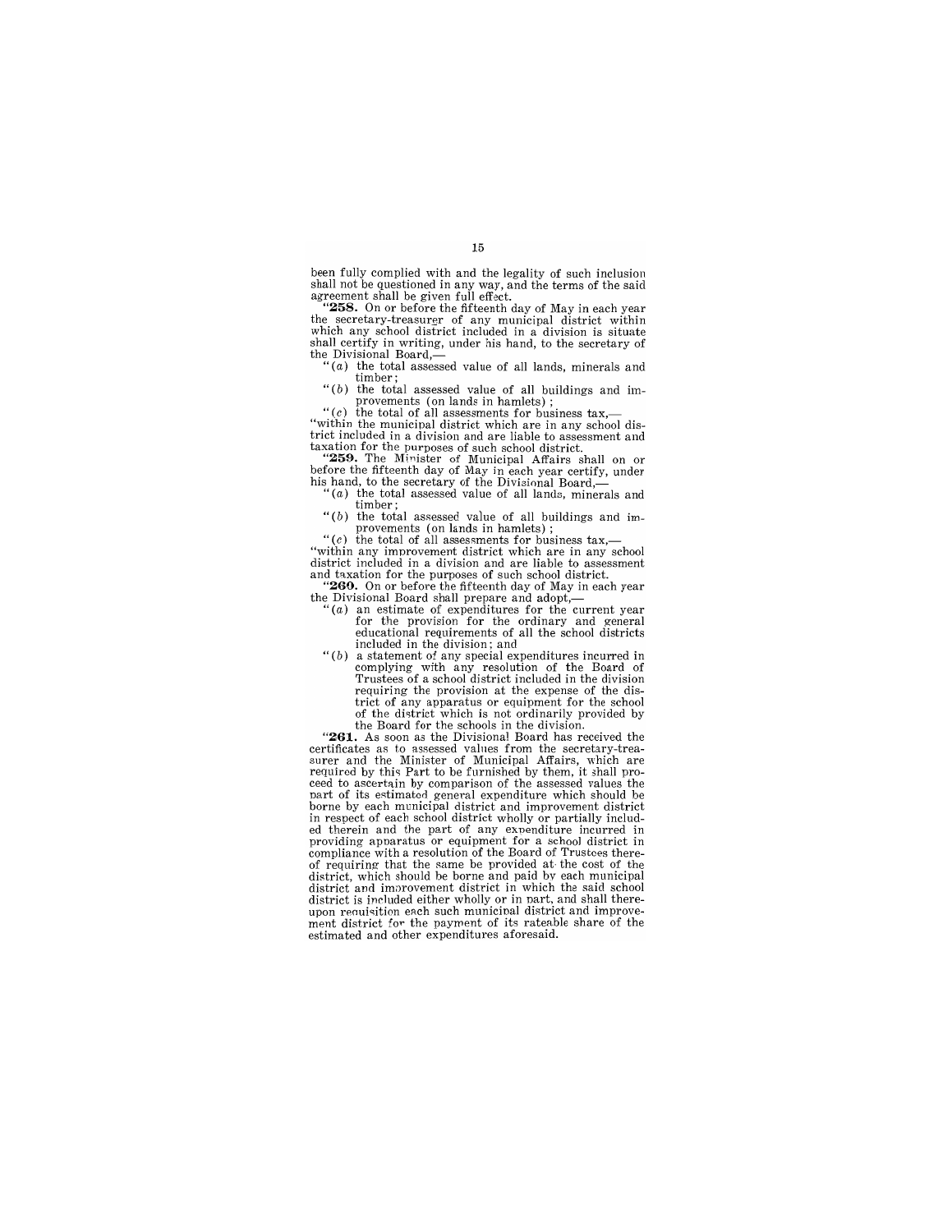been fully complied with and the legality of such inclusion shall not be questioned in any way, and the terms of the said agreement shall be given full effect.

"**258.** On or before the fifteenth day of May in each year the secretary-treasurer of any municipal district within which any school district included in a division is situate shall certify in writing, under his hand, to the secretary of the Divisional Board,—

"(*a*) the total assessed value of all lands, minerals and timber;

"(*b*) the total assessed value of all buildings and improvements (on lands in hamlets);

"(*c*) the total of all assessments for business tax,—

"within the municipal district which are in any school district included in a division and are liable to assessment and taxation for the purposes of such school district.

"**259.** The Minister of Municipal Affairs shall on or before the fifteenth day of May in each year certify, under his hand, to the secretary of the Divisional Board,—

"(*a*) the total assessed value of all lands, minerals and timber;

"(*b*) the total assessed value of all buildings and improvements (on lands in hamlets);

"(*c*) the total of all assessments for business tax,—

"within any improvement district which are in any school district included in a division and are liable to assessment and taxation for the purposes of such school district.

"**260.** On or before the fifteenth day of May in each year the Divisional Board shall prepare and adopt,—

"(*a*) an estimate of expenditures for the current year for the provision for the ordinary and general educational requirements of all the school districts included in the division; and

"(*b*) a statement of any special expenditures incurred in complying with any resolution of the Board of Trustees of a school district included in the division requiring the provision at the expense of the district of any apparatus or equipment for the school of the district which is not ordinarily provided by the Board for the schools in the division.

"**261.** As soon as the Divisional Board has received the certificates as to assessed values from the secretary-treasurer and the Minister of Municipal Affairs, which are required by this Part to be furnished by them, it shall proceed to ascertain by comparison of the assessed values the part of its estimated general expenditure which should be borne by each municipal district and improvement district in respect of each school district wholly or partially included therein and the part of any expenditure incurred in providing apparatus or equipment for a school district in compliance with a resolution of the Board of Trustees thereof requiring that the same be provided at the cost of the district, which should be borne and paid by each municipal district and improvement district in which the said school district is included either wholly or in part, and shall thereupon requisition each such municipal district and improvement district for the payment of its rateable share of the estimated and other expenditures aforesaid.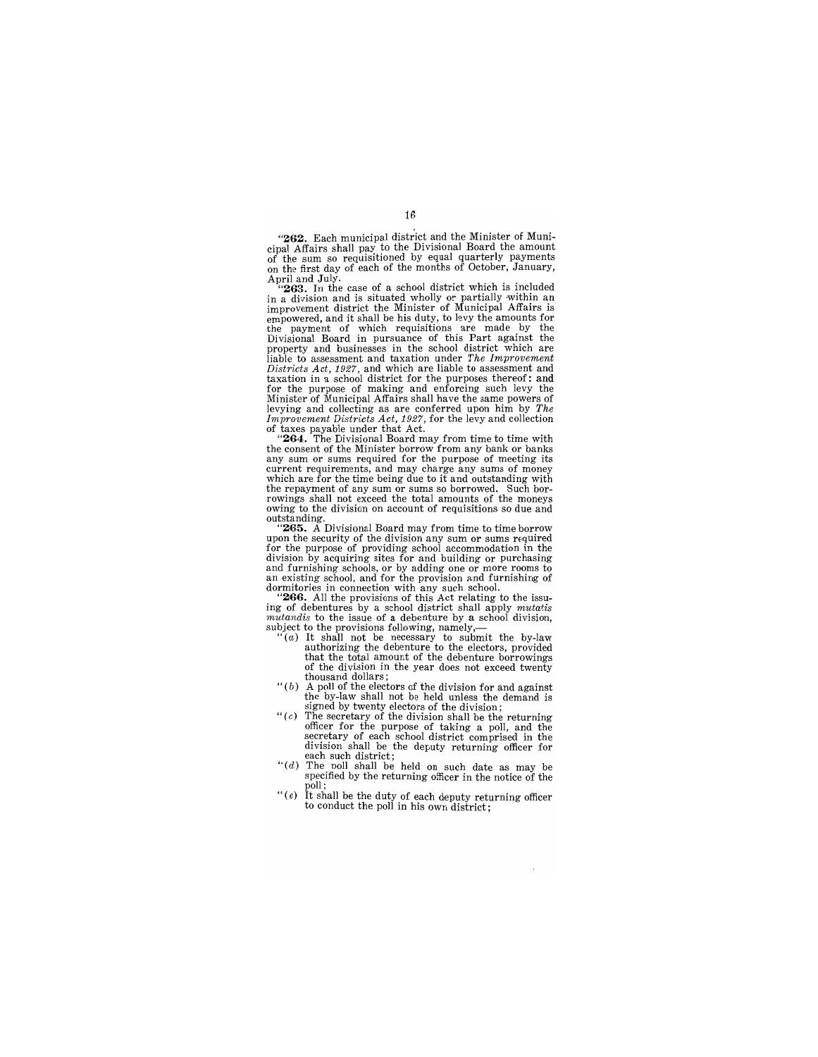"**262.** Each municipal district and the Minister of Municipal Affairs shall pay to the Divisional Board the amount of the sum so requisitioned by equal quarterly payments on the first day of each of the months of October, January, April and July.

"**263.** In the case of a school district which is included in a division and is situated wholly or partially within an improvement district the Minister of Municipal Affairs is empowered, and it shall be his duty, to levy the amounts for the payment of which requisitions are made by the Divisional Board in pursuance of this Part against the property and businesses in the school district which are liable to assessment and taxation under *The Improvement Districts Act, 1927*, and which are liable to assessment and taxation in a school district for the purposes thereof: and for the purpose of making and enforcing such levy the Minister of Municipal Affairs shall have the same powers of levying and collecting as are conferred upon him by *The Improvement Districts Act, 1927*, for the levy and collection of taxes payable under that Act.

"**264.** The Divisional Board may from time to time with the consent of the Minister borrow from any bank or banks any sum or sums required for the purpose of meeting its current requirements, and may charge any sums of money which are for the time being due to it and outstanding with the repayment of any sum or sums so borrowed. Such borrowings shall not exceed the total amounts of the moneys owing to the division on account of requisitions so due and outstanding.

"**265.** A Divisional Board may from time to time borrow upon the security of the division any sum or sums required for the purpose of providing school accommodation in the division by acquiring sites for and building or purchasing and furnishing schools, or by adding one or more rooms to an existing school, and for the provision and furnishing of dormitories in connection with any such school.

"**266.** All the provisions of this Act relating to the issuing of debentures by a school district shall apply *mutatis mutandis* to the issue of a debenture by a school division, subject to the provisions following, namely,—

"(*a*) It shall not be necessary to submit the by-law authorizing the debenture to the electors, provided that the total amount of the debenture borrowings of the division in the year does not exceed twenty thousand dollars;

"(*b*) A poll of the electors of the division for and against the by-law shall not be held unless the demand is signed by twenty electors of the division;

"(*c*) The secretary of the division shall be the returning officer for the purpose of taking a poll, and the secretary of each school district comprised in the division shall be the deputy returning officer for each such district;

"(*d*) The poll shall be held on such date as may be specified by the returning officer in the notice of the poll;

"(*e*) It shall be the duty of each deputy returning officer to conduct the poll in his own district;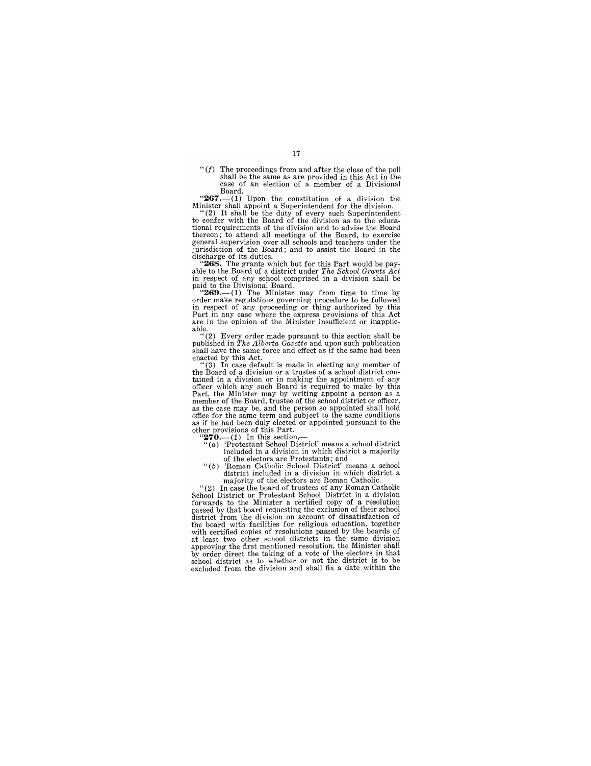"(*f*) The proceedings from and after the close of the poll shall be the same as are provided in this Act in the case of an election of a member of a Divisional Board.

"**267.**—(1) Upon the constitution of a division the Minister shall appoint a Superintendent for the division.

"(2) It shall be the duty of every such Superintendent to confer with the Board of the division as to the educational requirements of the division and to advise the Board thereon; to attend all meetings of the Board, to exercise general supervision over all schools and teachers under the jurisdiction of the Board; and to assist the Board in the discharge of its duties.

"**268.** The grants which but for this Part would be payable to the Board of a district under *The School Grants Act* in respect of any school comprised in a division shall be paid to the Divisional Board.

"**269.**—(1) The Minister may from time to time by order make regulations governing procedure to be followed in respect of any proceeding or thing authorized by this Part in any case where the express provisions of this Act are in the opinion of the Minister insufficient or inapplicable.

"(2) Every order made pursuant to this section shall be published in *The Alberta Gazette* and upon such publication shall have the same force and effect as if the same had been enacted by this Act.

"(3) In case default is made in electing any member of the Board of a division or a trustee of a school district contained in a division or in making the appointment of any officer which any such Board is required to make by this Part, the Minister may by writing appoint a person as a member of the Board, trustee of the school district or officer, as the case may be, and the person so appointed shall hold office for the same term and subject to the same conditions as if he had been duly elected or appointed pursuant to the other provisions of this Part.

"**270.**—(1) In this section,—

"(*a*) 'Protestant School District' means a school district included in a division in which district a majority of the electors are Protestants; and

"(*b*) 'Roman Catholic School District' means a school district included in a division in which district a majority of the electors are Roman Catholic.

"(2) In case the board of trustees of any Roman Catholic School District or Protestant School District in a division forwards to the Minister a certified copy of a resolution passed by that board requesting the exclusion of their school district from the division on account of dissatisfaction of the board with facilities for religious education, together with certified copies of resolutions passed by the boards of at least two other school districts in the same division approving the first mentioned resolution, the Minister shall by order direct the taking of a vote of the electors in that school district as to whether or not the district is to be excluded from the division and shall fix a date within the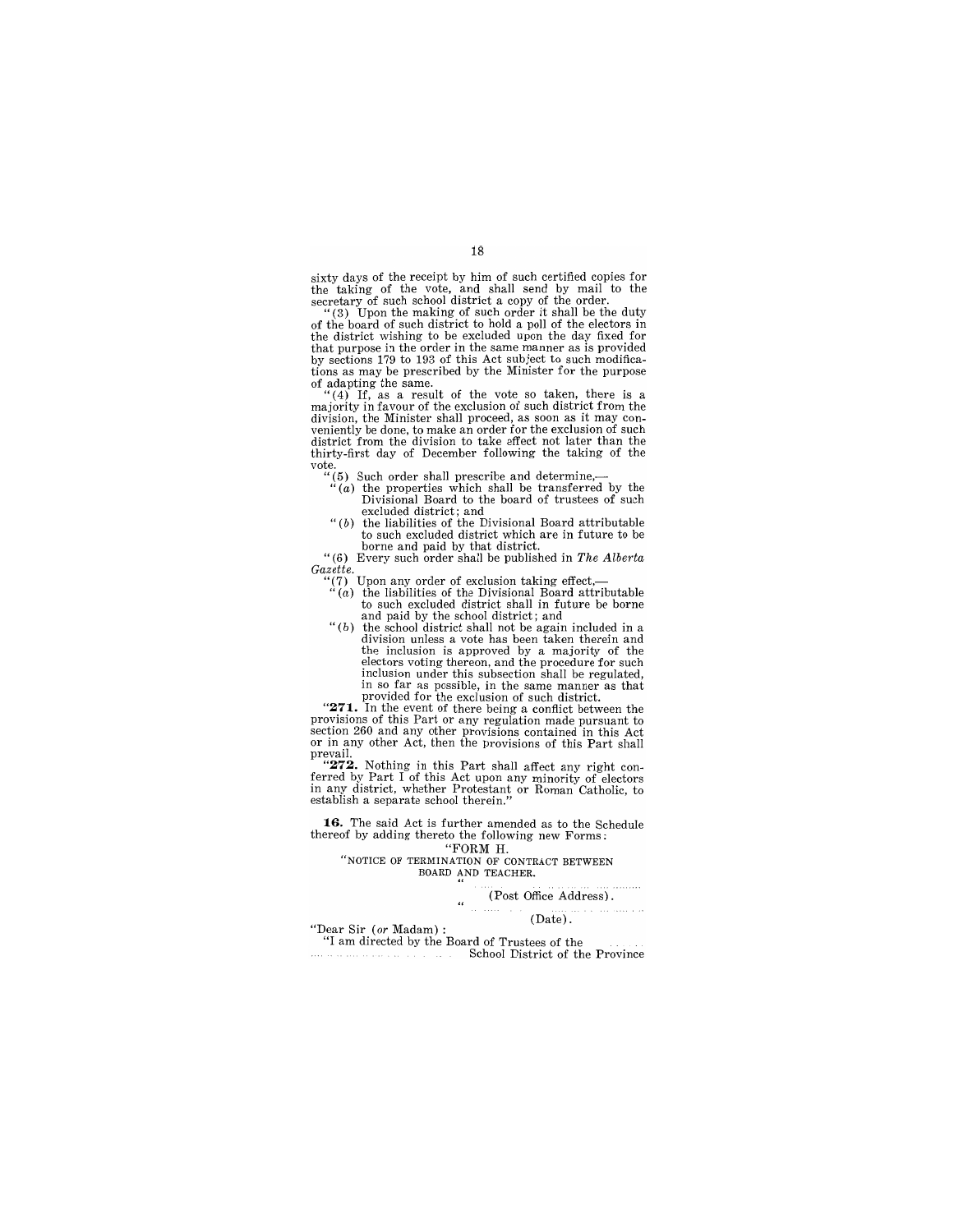sixty days of the receipt by him of such certified copies for the taking of the vote, and shall send by mail to the secretary of such school district a copy of the order.

"(3) Upon the making of such order it shall be the duty of the board of such district to hold a poll of the electors in the district wishing to be excluded upon the day fixed for that purpose in the order in the same manner as is provided by sections 179 to 193 of this Act subject to such modifications as may be prescribed by the Minister for the purpose of adapting the same.

"(4) If, as a result of the vote so taken, there is a majority in favour of the exclusion of such district from the division, the Minister shall proceed, as soon as it may conveniently be done, to make an order for the exclusion of such district from the division to take effect not later than the thirty-first day of December following the taking of the vote.

"(5) Such order shall prescribe and determine,—

"(*a*) the properties which shall be transferred by the Divisional Board to the board of trustees of such excluded district; and

"(*b*) the liabilities of the Divisional Board attributable to such excluded district which are in future to be borne and paid by that district.

"(6) Every such order shall be published in *The Alberta Gazette*.

"(7) Upon any order of exclusion taking effect,—

"(*a*) the liabilities of the Divisional Board attributable to such excluded district shall in future be borne and paid by the school district; and

"(*b*) the school district shall not be again included in a division unless a vote has been taken therein and the inclusion is approved by a majority of the electors voting thereon, and the procedure for such inclusion under this subsection shall be regulated, in so far as possible, in the same manner as that provided for the exclusion of such district.

"**271.** In the event of there being a conflict between the provisions of this Part or any regulation made pursuant to section 260 and any other provisions contained in this Act or in any other Act, then the provisions of this Part shall prevail.

"**272.** Nothing in this Part shall affect any right conferred by Part I of this Act upon any minority of electors in any district, whether Protestant or Roman Catholic, to establish a separate school therein."

**16.** The said Act is further amended as to the Schedule thereof by adding thereto the following new Forms:

"FORM H.

"NOTICE OF TERMINATION OF CONTRACT BETWEEN BOARD AND TEACHER.

"..................................
(Post Office Address).

"..................................
(Date).

"Dear Sir (*or* Madam):

"I am directed by the Board of Trustees of the .............................. School District of the Province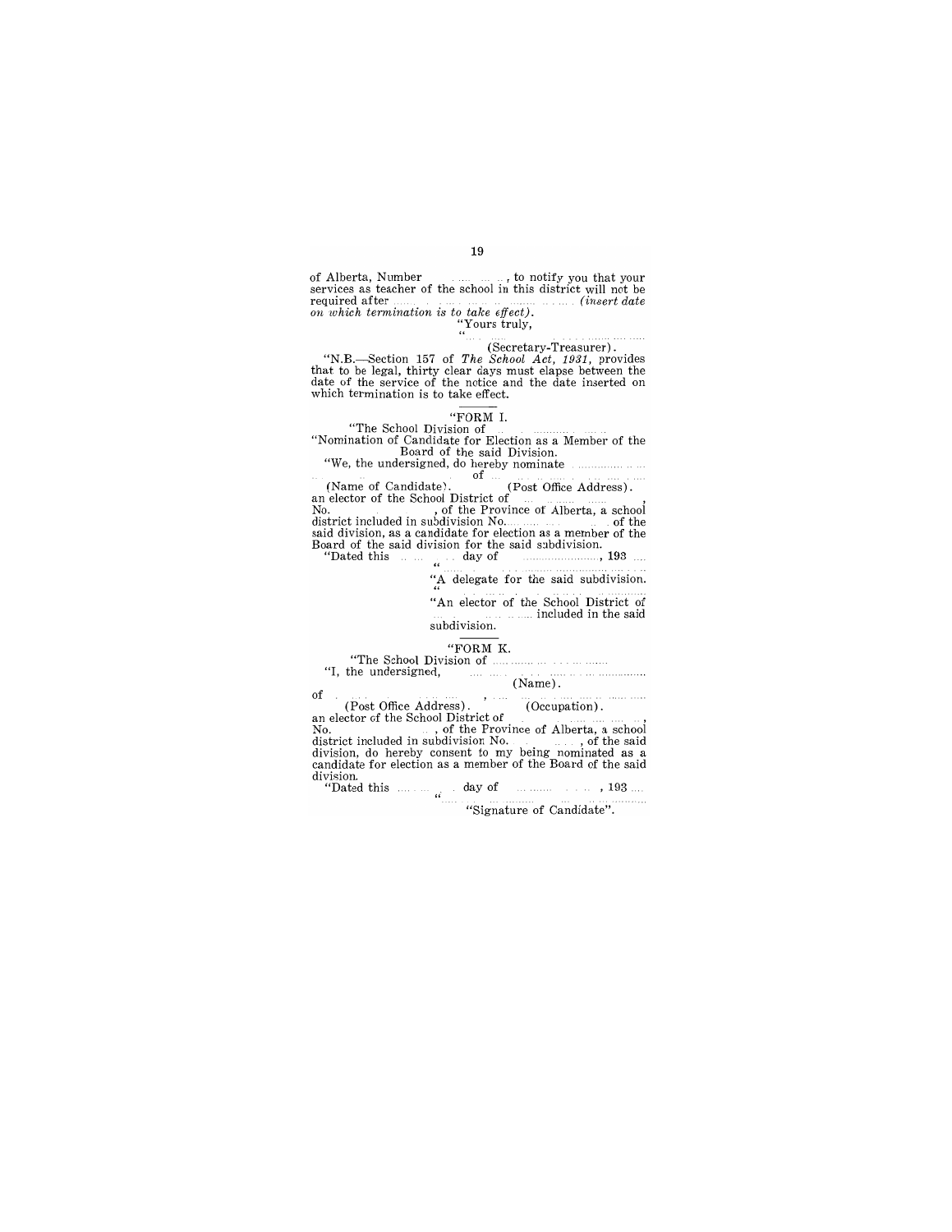of Alberta, Number ............, to notify you that your services as teacher of the school in this district will not be required after .............................. (*insert date on which termination is to take effect*).

"Yours truly,

"..............................

(Secretary-Treasurer).

"N.B.—Section 157 of *The School Act, 1931*, provides that to be legal, thirty clear days must elapse between the date of the service of the notice and the date inserted on which termination is to take effect.

---

"FORM I.

"The School Division of ..............................

"Nomination of Candidate for Election as a Member of the Board of the said Division.

"We, the undersigned, do hereby nominate ..............................

.............................. of ..............................

(Name of Candidate). (Post Office Address).

an elector of the School District of ..............................,

No. ............, of the Province of Alberta, a school district included in subdivision No. ............ of the said division, as a candidate for election as a member of the Board of the said division for the said subdivision.

"Dated this ...... day of ..............., 193 ....

"..............................

"A delegate for the said subdivision.

"..............................

"An elector of the School District of .............................. included in the said subdivision.

---

"FORM K.

"The School Division of ..............................

"I, the undersigned, ..............................

(Name).

of .............................., ..............................

(Post Office Address). (Occupation).

an elector of the School District of ..............................,

No. ............, of the Province of Alberta, a school district included in subdivision No. ............, of the said division, do hereby consent to my being nominated as a candidate for election as a member of the Board of the said division.

"Dated this ...... day of ..............., 193 ....

"..............................

"Signature of Candidate".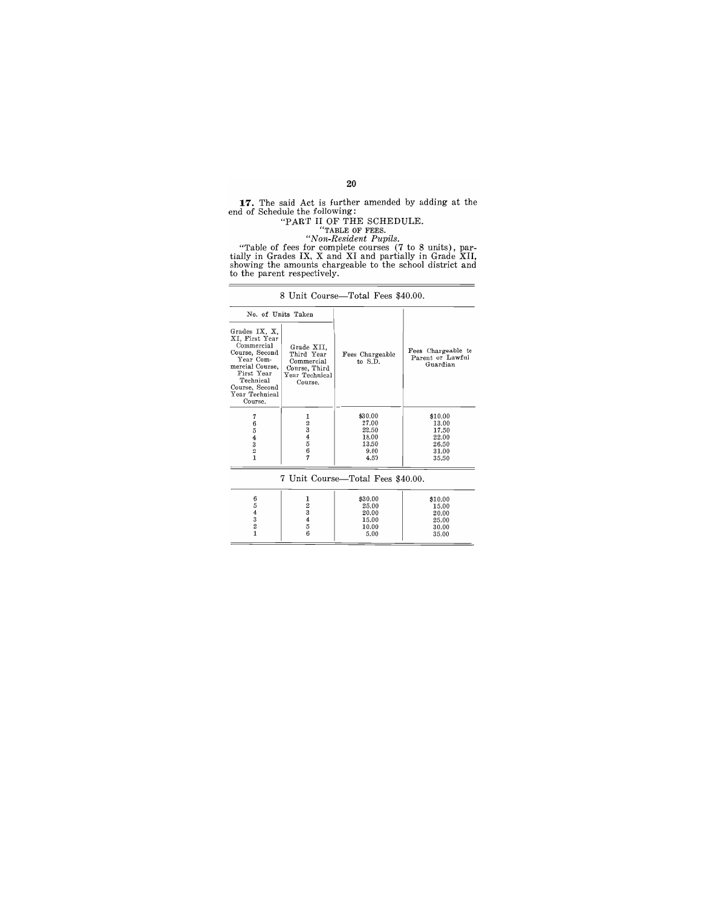**17.** The said Act is further amended by adding at the end of Schedule the following:

"PART II OF THE SCHEDULE.

"TABLE OF FEES.

"*Non-Resident Pupils.*

"Table of fees for complete courses (7 to 8 units), partially in Grades IX, X and XI and partially in Grade XII, showing the amounts chargeable to the school district and to the parent respectively.

8 Unit Course—Total Fees $40.00.

| No. of Units Taken | | Fees Chargeable to S.D. | Fees Chargeable to Parent or Lawful Guardian |
|---|---|---|---|
| Grades IX, X, XI, First Year Commercial Course, Second Year Commercial Course, First Year Technical Course, Second Year Technical Course. | Grade XII, Third Year Commercial Course, Third Year Technical Course. | | |
| 7 | 1 | $30.00 | $10.00 |
| 6 | 2 | 27.00 | 13.00 |
| 5 | 3 | 22.50 | 17.50 |
| 4 | 4 | 18.00 | 22.00 |
| 3 | 5 | 13.50 | 26.50 |
| 2 | 6 | 9.00 | 31.00 |
| 1 | 7 | 4.50 | 35.50 |

7 Unit Course—Total Fees $40.00.

| | | | |
|---|---|---|---|
| 6 | 1 | $30.00 | $10.00 |
| 5 | 2 | 25.00 | 15.00 |
| 4 | 3 | 20.00 | 20.00 |
| 3 | 4 | 15.00 | 25.00 |
| 2 | 5 | 10.00 | 30.00 |
| 1 | 6 | 5.00 | 35.00 |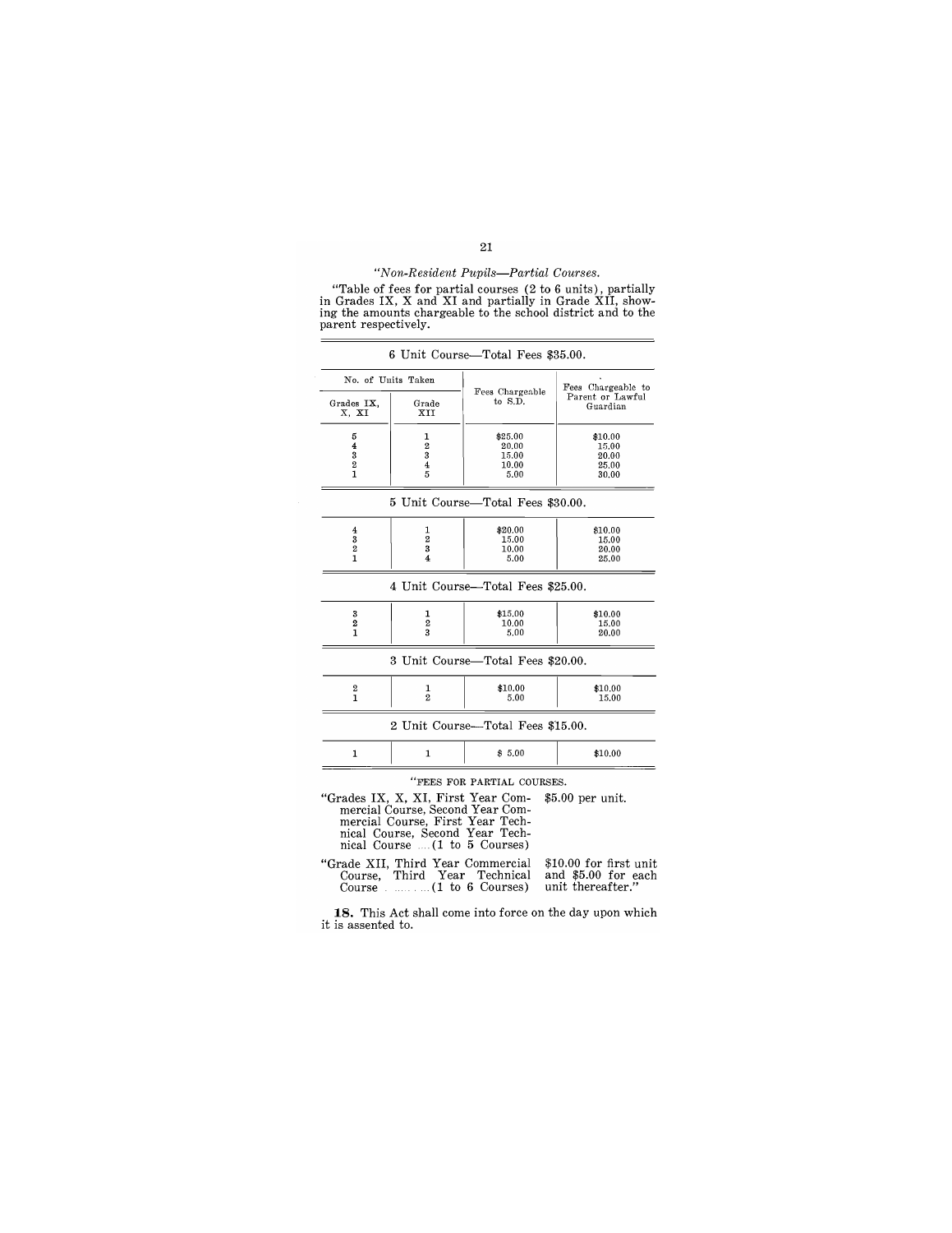*"Non-Resident Pupils—Partial Courses.*

"Table of fees for partial courses (2 to 6 units), partially in Grades IX, X and XI and partially in Grade XII, showing the amounts chargeable to the school district and to the parent respectively.

| No. of Units Taken | | Fees Chargeable to S.D. | Fees Chargeable to Parent or Lawful Guardian |
|---|---|---|---|
| Grades IX, X, XI | Grade XII | | |
| **6 Unit Course—Total Fees $35.00.** | | | |
| 5 | 1 | $25.00 | $10.00 |
| 4 | 2 | 20.00 | 15.00 |
| 3 | 3 | 15.00 | 20.00 |
| 2 | 4 | 10.00 | 25.00 |
| 1 | 5 | 5.00 | 30.00 |
| **5 Unit Course—Total Fees $30.00.** | | | |
| 4 | 1 | $20.00 | $10.00 |
| 3 | 2 | 15.00 | 15.00 |
| 2 | 3 | 10.00 | 20.00 |
| 1 | 4 | 5.00 | 25.00 |
| **4 Unit Course—Total Fees $25.00.** | | | |
| 3 | 1 | $15.00 | $10.00 |
| 2 | 2 | 10.00 | 15.00 |
| 1 | 3 | 5.00 | 20.00 |
| **3 Unit Course—Total Fees $20.00.** | | | |
| 2 | 1 | $10.00 | $10.00 |
| 1 | 2 | 5.00 | 15.00 |
| **2 Unit Course—Total Fees $15.00.** | | | |
| 1 | 1 | $ 5.00 | $10.00 |

"FEES FOR PARTIAL COURSES.

| | |
|---|---|
| "Grades IX, X, XI, First Year Commercial Course, Second Year Commercial Course, First Year Technical Course, Second Year Technical Course ....(1 to 5 Courses) | $5.00 per unit. |
| "Grade XII, Third Year Commercial Course, Third Year Technical Course ..........(1 to 6 Courses) | $10.00 for first unit and $5.00 for each unit thereafter." |

**18.** This Act shall come into force on the day upon which it is assented to.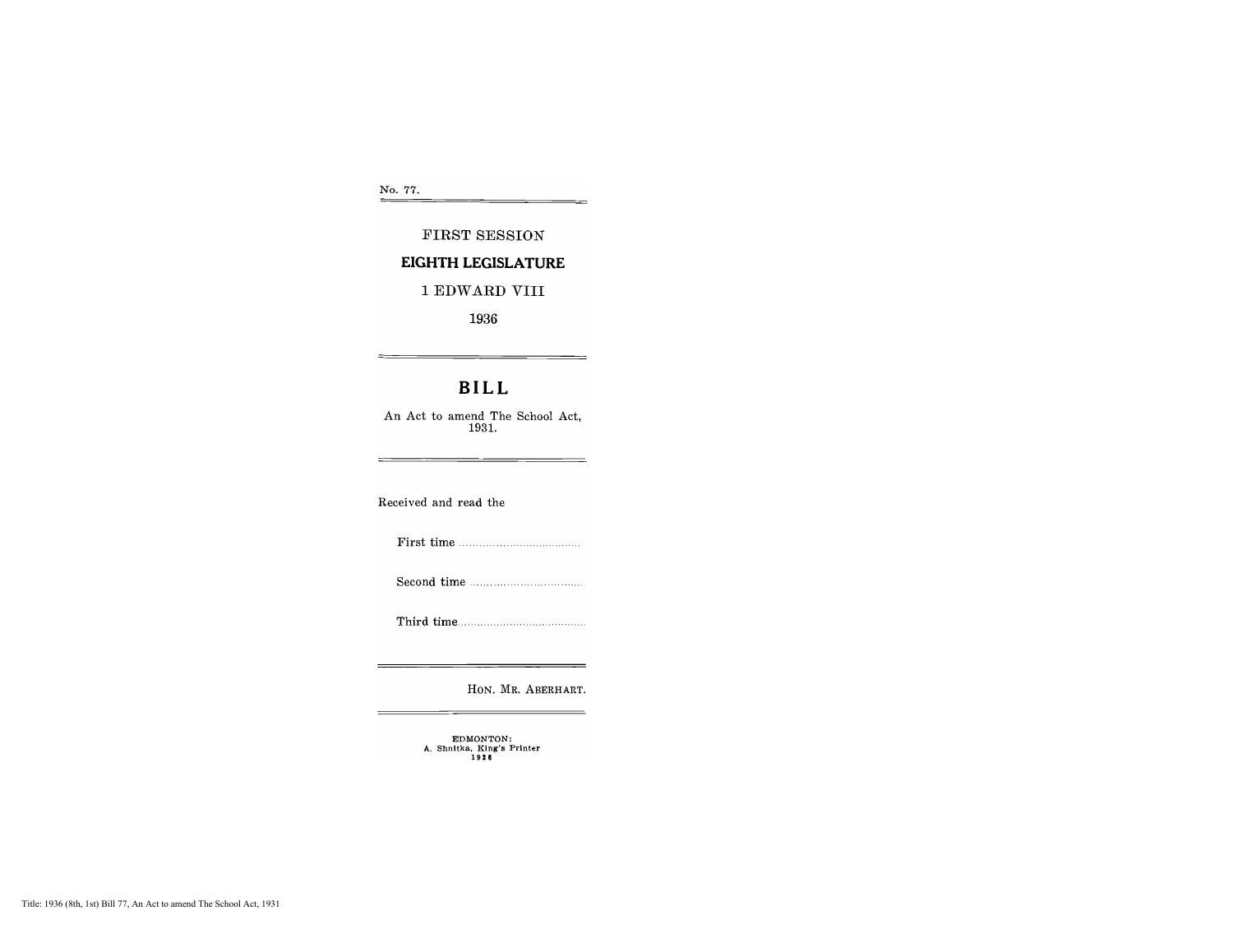No. 77.

FIRST SESSION

EIGHTH LEGISLATURE

1 EDWARD VIII

1936

# BILL

An Act to amend The School Act, 1931.

Received and read the

First time ....................................

Second time ..................................

Third time......................................

HON. MR. ABERHART.

EDMONTON:
A. Shnitka, King's Printer
1936

Title: 1936 (8th, 1st) Bill 77, An Act to amend The School Act, 1931